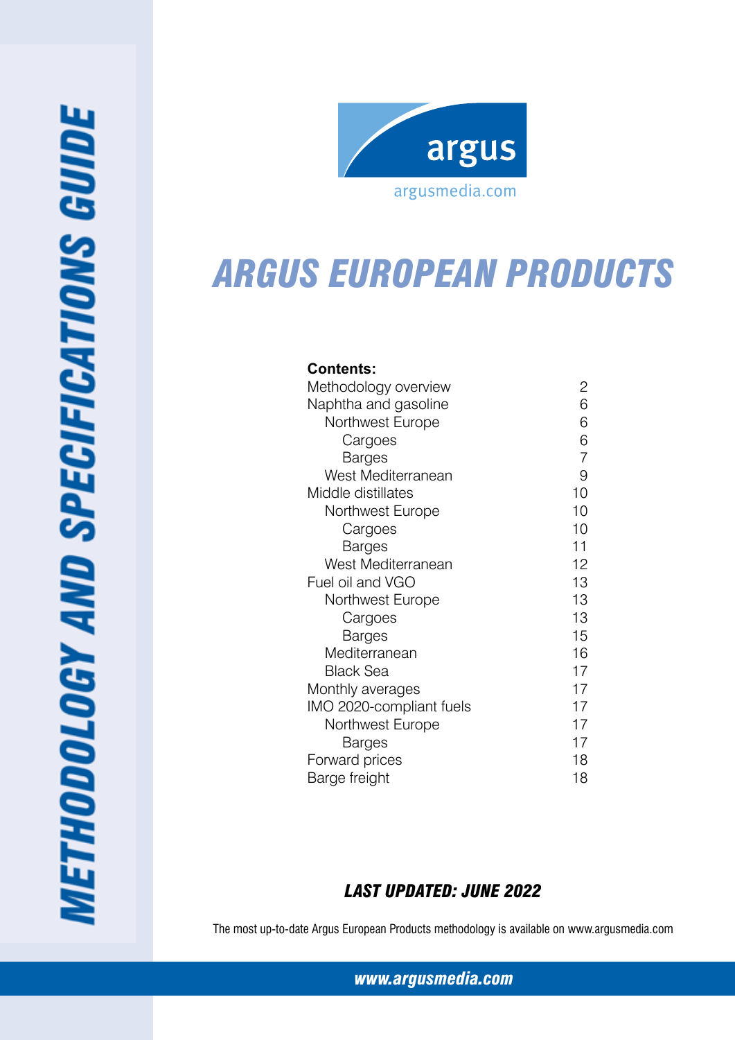# METHODOLOGY AND SPECIFICATIONS GUIDE

argus

argusmedia.com

# ARGUS EUROPEAN PRODUCTS

**Contents:**

| | |
|---|---|
| Methodology overview | 2 |
| Naphtha and gasoline | 6 |
| Northwest Europe | 6 |
| Cargoes | 6 |
| Barges | 7 |
| West Mediterranean | 9 |
| Middle distillates | 10 |
| Northwest Europe | 10 |
| Cargoes | 10 |
| Barges | 11 |
| West Mediterranean | 12 |
| Fuel oil and VGO | 13 |
| Northwest Europe | 13 |
| Cargoes | 13 |
| Barges | 15 |
| Mediterranean | 16 |
| Black Sea | 17 |
| Monthly averages | 17 |
| IMO 2020-compliant fuels | 17 |
| Northwest Europe | 17 |
| Barges | 17 |
| Forward prices | 18 |
| Barge freight | 18 |

***LAST UPDATED: JUNE 2022***

The most up-to-date Argus European Products methodology is available on www.argusmedia.com

***www.argusmedia.com***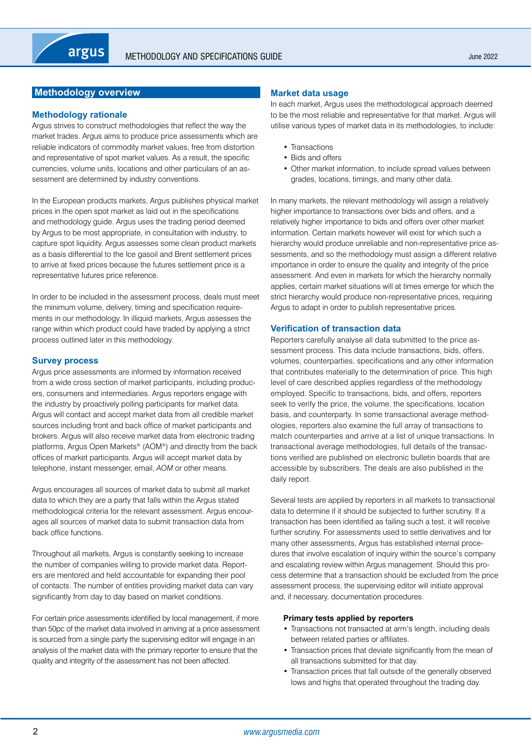## Methodology overview

### Methodology rationale

Argus strives to construct methodologies that reflect the way the market trades. Argus aims to produce price assessments which are reliable indicators of commodity market values, free from distortion and representative of spot market values. As a result, the specific currencies, volume units, locations and other particulars of an assessment are determined by industry conventions.

In the European products markets, Argus publishes physical market prices in the open spot market as laid out in the specifications and methodology guide. Argus uses the trading period deemed by Argus to be most appropriate, in consultation with industry, to capture spot liquidity. Argus assesses some clean product markets as a basis differential to the Ice gasoil and Brent settlement prices to arrive at fixed prices because the futures settlement price is a representative futures price reference.

In order to be included in the assessment process, deals must meet the minimum volume, delivery, timing and specification requirements in our methodology. In illiquid markets, Argus assesses the range within which product could have traded by applying a strict process outlined later in this methodology.

### Survey process

Argus price assessments are informed by information received from a wide cross section of market participants, including producers, consumers and intermediaries. Argus reporters engage with the industry by proactively polling participants for market data. Argus will contact and accept market data from all credible market sources including front and back office of market participants and brokers. Argus will also receive market data from electronic trading platforms, Argus Open Markets® (AOM®) and directly from the back offices of market participants. Argus will accept market data by telephone, instant messenger, email, *AOM* or other means.

Argus encourages all sources of market data to submit all market data to which they are a party that falls within the Argus stated methodological criteria for the relevant assessment. Argus encourages all sources of market data to submit transaction data from back office functions.

Throughout all markets, Argus is constantly seeking to increase the number of companies willing to provide market data. Reporters are mentored and held accountable for expanding their pool of contacts. The number of entities providing market data can vary significantly from day to day based on market conditions.

For certain price assessments identified by local management, if more than 50pc of the market data involved in arriving at a price assessment is sourced from a single party the supervising editor will engage in an analysis of the market data with the primary reporter to ensure that the quality and integrity of the assessment has not been affected.

### Market data usage

In each market, Argus uses the methodological approach deemed to be the most reliable and representative for that market. Argus will utilise various types of market data in its methodologies, to include:

- Transactions
- Bids and offers
- Other market information, to include spread values between grades, locations, timings, and many other data.

In many markets, the relevant methodology will assign a relatively higher importance to transactions over bids and offers, and a relatively higher importance to bids and offers over other market information. Certain markets however will exist for which such a hierarchy would produce unreliable and non-representative price assessments, and so the methodology must assign a different relative importance in order to ensure the quality and integrity of the price assessment. And even in markets for which the hierarchy normally applies, certain market situations will at times emerge for which the strict hierarchy would produce non-representative prices, requiring Argus to adapt in order to publish representative prices.

### Verification of transaction data

Reporters carefully analyse all data submitted to the price assessment process. This data include transactions, bids, offers, volumes, counterparties, specifications and any other information that contributes materially to the determination of price. This high level of care described applies regardless of the methodology employed. Specific to transactions, bids, and offers, reporters seek to verify the price, the volume, the specifications, location basis, and counterparty. In some transactional average methodologies, reporters also examine the full array of transactions to match counterparties and arrive at a list of unique transactions. In transactional average methodologies, full details of the transactions verified are published on electronic bulletin boards that are accessible by subscribers. The deals are also published in the daily report.

Several tests are applied by reporters in all markets to transactional data to determine if it should be subjected to further scrutiny. If a transaction has been identified as failing such a test, it will receive further scrutiny. For assessments used to settle derivatives and for many other assessments, Argus has established internal procedures that involve escalation of inquiry within the source's company and escalating review within Argus management. Should this process determine that a transaction should be excluded from the price assessment process, the supervising editor will initiate approval and, if necessary, documentation procedures.

**Primary tests applied by reporters**

- Transactions not transacted at arm's length, including deals between related parties or affiliates.
- Transaction prices that deviate significantly from the mean of all transactions submitted for that day.
- Transaction prices that fall outside of the generally observed lows and highs that operated throughout the trading day.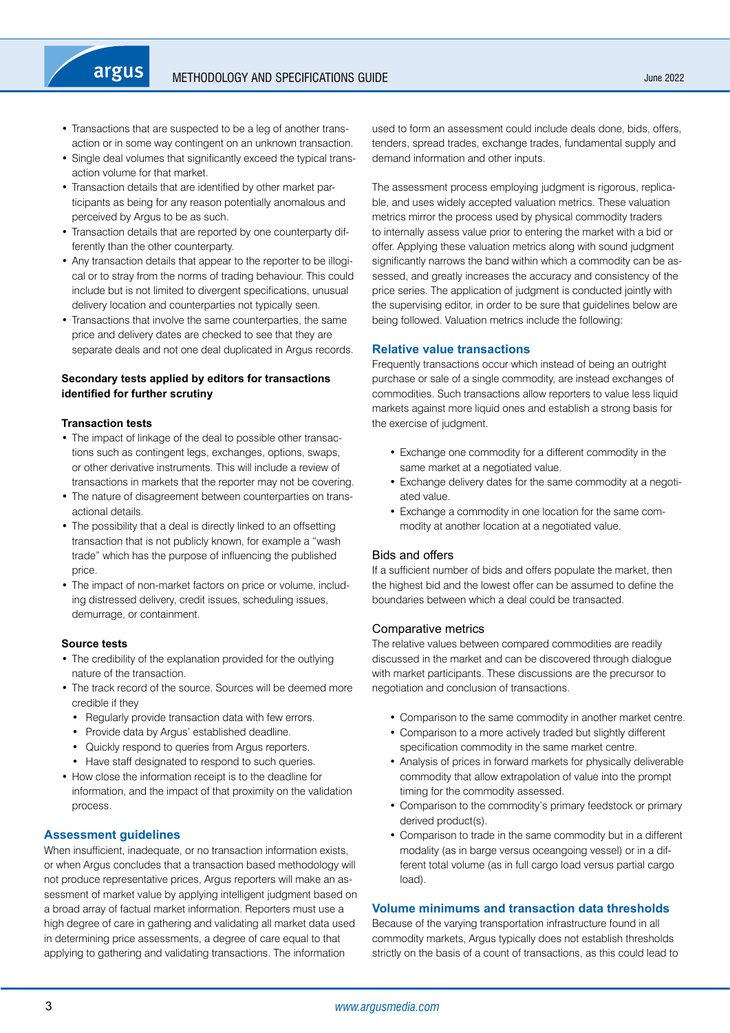- Transactions that are suspected to be a leg of another transaction or in some way contingent on an unknown transaction.
- Single deal volumes that significantly exceed the typical transaction volume for that market.
- Transaction details that are identified by other market participants as being for any reason potentially anomalous and perceived by Argus to be as such.
- Transaction details that are reported by one counterparty differently than the other counterparty.
- Any transaction details that appear to the reporter to be illogical or to stray from the norms of trading behaviour. This could include but is not limited to divergent specifications, unusual delivery location and counterparties not typically seen.
- Transactions that involve the same counterparties, the same price and delivery dates are checked to see that they are separate deals and not one deal duplicated in Argus records.

**Secondary tests applied by editors for transactions identified for further scrutiny**

**Transaction tests**

- The impact of linkage of the deal to possible other transactions such as contingent legs, exchanges, options, swaps, or other derivative instruments. This will include a review of transactions in markets that the reporter may not be covering.
- The nature of disagreement between counterparties on transactional details.
- The possibility that a deal is directly linked to an offsetting transaction that is not publicly known, for example a "wash trade" which has the purpose of influencing the published price.
- The impact of non-market factors on price or volume, including distressed delivery, credit issues, scheduling issues, demurrage, or containment.

**Source tests**

- The credibility of the explanation provided for the outlying nature of the transaction.
- The track record of the source. Sources will be deemed more credible if they
  - Regularly provide transaction data with few errors.
  - Provide data by Argus' established deadline.
  - Quickly respond to queries from Argus reporters.
  - Have staff designated to respond to such queries.
- How close the information receipt is to the deadline for information, and the impact of that proximity on the validation process.

## Assessment guidelines

When insufficient, inadequate, or no transaction information exists, or when Argus concludes that a transaction based methodology will not produce representative prices, Argus reporters will make an assessment of market value by applying intelligent judgment based on a broad array of factual market information. Reporters must use a high degree of care in gathering and validating all market data used in determining price assessments, a degree of care equal to that applying to gathering and validating transactions. The information used to form an assessment could include deals done, bids, offers, tenders, spread trades, exchange trades, fundamental supply and demand information and other inputs.

The assessment process employing judgment is rigorous, replicable, and uses widely accepted valuation metrics. These valuation metrics mirror the process used by physical commodity traders to internally assess value prior to entering the market with a bid or offer. Applying these valuation metrics along with sound judgment significantly narrows the band within which a commodity can be assessed, and greatly increases the accuracy and consistency of the price series. The application of judgment is conducted jointly with the supervising editor, in order to be sure that guidelines below are being followed. Valuation metrics include the following:

## Relative value transactions

Frequently transactions occur which instead of being an outright purchase or sale of a single commodity, are instead exchanges of commodities. Such transactions allow reporters to value less liquid markets against more liquid ones and establish a strong basis for the exercise of judgment.

- Exchange one commodity for a different commodity in the same market at a negotiated value.
- Exchange delivery dates for the same commodity at a negotiated value.
- Exchange a commodity in one location for the same commodity at another location at a negotiated value.

### Bids and offers

If a sufficient number of bids and offers populate the market, then the highest bid and the lowest offer can be assumed to define the boundaries between which a deal could be transacted.

### Comparative metrics

The relative values between compared commodities are readily discussed in the market and can be discovered through dialogue with market participants. These discussions are the precursor to negotiation and conclusion of transactions.

- Comparison to the same commodity in another market centre.
- Comparison to a more actively traded but slightly different specification commodity in the same market centre.
- Analysis of prices in forward markets for physically deliverable commodity that allow extrapolation of value into the prompt timing for the commodity assessed.
- Comparison to the commodity's primary feedstock or primary derived product(s).
- Comparison to trade in the same commodity but in a different modality (as in barge versus oceangoing vessel) or in a different total volume (as in full cargo load versus partial cargo load).

## Volume minimums and transaction data thresholds

Because of the varying transportation infrastructure found in all commodity markets, Argus typically does not establish thresholds strictly on the basis of a count of transactions, as this could lead to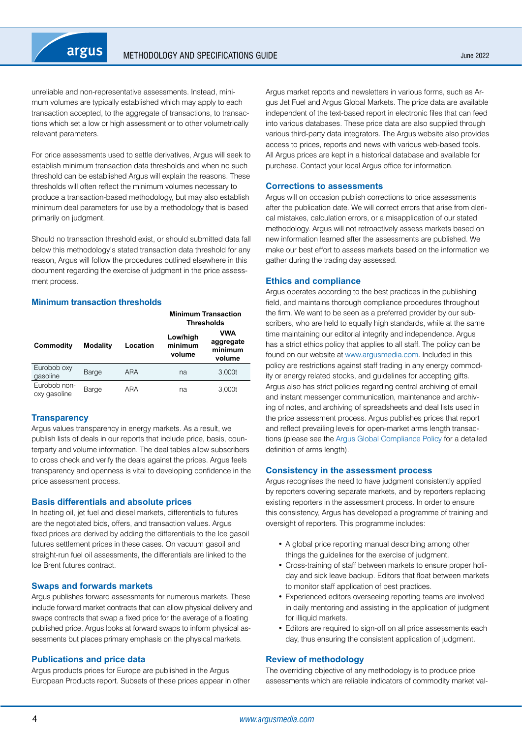unreliable and non-representative assessments. Instead, minimum volumes are typically established which may apply to each transaction accepted, to the aggregate of transactions, to transactions which set a low or high assessment or to other volumetrically relevant parameters.

For price assessments used to settle derivatives, Argus will seek to establish minimum transaction data thresholds and when no such threshold can be established Argus will explain the reasons. These thresholds will often reflect the minimum volumes necessary to produce a transaction-based methodology, but may also establish minimum deal parameters for use by a methodology that is based primarily on judgment.

Should no transaction threshold exist, or should submitted data fall below this methodology's stated transaction data threshold for any reason, Argus will follow the procedures outlined elsewhere in this document regarding the exercise of judgment in the price assessment process.

## Minimum transaction thresholds

| | | | Minimum Transaction Thresholds | |
|---|---|---|---|---|
| Commodity | Modality | Location | Low/high minimum volume | VWA aggregate minimum volume |
| Eurobob oxy gasoline | Barge | ARA | na | 3,000t |
| Eurobob non-oxy gasoline | Barge | ARA | na | 3,000t |

## Transparency

Argus values transparency in energy markets. As a result, we publish lists of deals in our reports that include price, basis, counterparty and volume information. The deal tables allow subscribers to cross check and verify the deals against the prices. Argus feels transparency and openness is vital to developing confidence in the price assessment process.

## Basis differentials and absolute prices

In heating oil, jet fuel and diesel markets, differentials to futures are the negotiated bids, offers, and transaction values. Argus fixed prices are derived by adding the differentials to the Ice gasoil futures settlement prices in these cases. On vacuum gasoil and straight-run fuel oil assessments, the differentials are linked to the Ice Brent futures contract.

## Swaps and forwards markets

Argus publishes forward assessments for numerous markets. These include forward market contracts that can allow physical delivery and swaps contracts that swap a fixed price for the average of a floating published price. Argus looks at forward swaps to inform physical assessments but places primary emphasis on the physical markets.

## Publications and price data

Argus products prices for Europe are published in the Argus European Products report. Subsets of these prices appear in other Argus market reports and newsletters in various forms, such as Argus Jet Fuel and Argus Global Markets. The price data are available independent of the text-based report in electronic files that can feed into various databases. These price data are also supplied through various third-party data integrators. The Argus website also provides access to prices, reports and news with various web-based tools. All Argus prices are kept in a historical database and available for purchase. Contact your local Argus office for information.

## Corrections to assessments

Argus will on occasion publish corrections to price assessments after the publication date. We will correct errors that arise from clerical mistakes, calculation errors, or a misapplication of our stated methodology. Argus will not retroactively assess markets based on new information learned after the assessments are published. We make our best effort to assess markets based on the information we gather during the trading day assessed.

## Ethics and compliance

Argus operates according to the best practices in the publishing field, and maintains thorough compliance procedures throughout the firm. We want to be seen as a preferred provider by our subscribers, who are held to equally high standards, while at the same time maintaining our editorial integrity and independence. Argus has a strict ethics policy that applies to all staff. The policy can be found on our website at www.argusmedia.com. Included in this policy are restrictions against staff trading in any energy commodity or energy related stocks, and guidelines for accepting gifts. Argus also has strict policies regarding central archiving of email and instant messenger communication, maintenance and archiving of notes, and archiving of spreadsheets and deal lists used in the price assessment process. Argus publishes prices that report and reflect prevailing levels for open-market arms length transactions (please see the Argus Global Compliance Policy for a detailed definition of arms length).

## Consistency in the assessment process

Argus recognises the need to have judgment consistently applied by reporters covering separate markets, and by reporters replacing existing reporters in the assessment process. In order to ensure this consistency, Argus has developed a programme of training and oversight of reporters. This programme includes:

- A global price reporting manual describing among other things the guidelines for the exercise of judgment.
- Cross-training of staff between markets to ensure proper holiday and sick leave backup. Editors that float between markets to monitor staff application of best practices.
- Experienced editors overseeing reporting teams are involved in daily mentoring and assisting in the application of judgment for illiquid markets.
- Editors are required to sign-off on all price assessments each day, thus ensuring the consistent application of judgment.

## Review of methodology

The overriding objective of any methodology is to produce price assessments which are reliable indicators of commodity market val-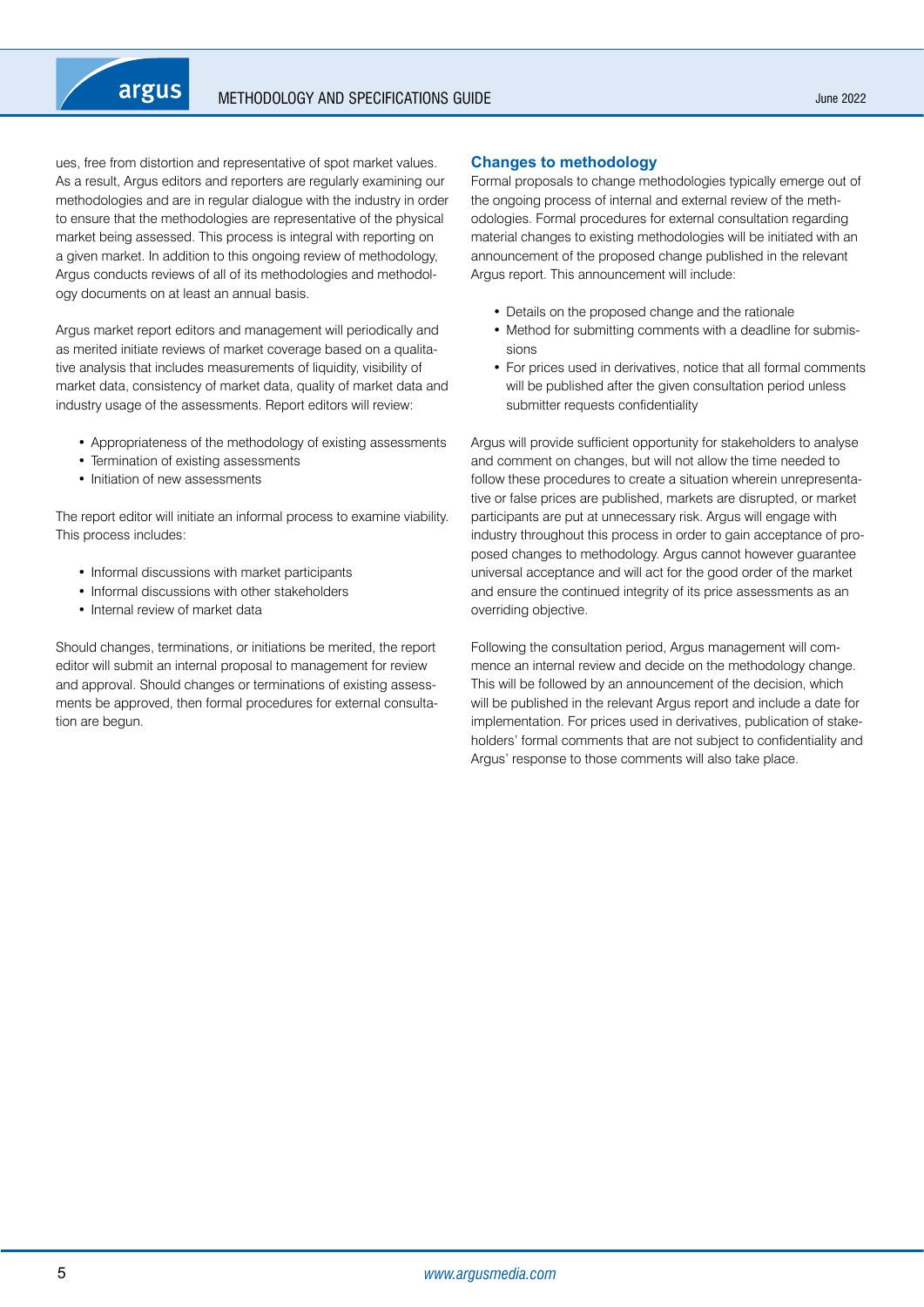ues, free from distortion and representative of spot market values. As a result, Argus editors and reporters are regularly examining our methodologies and are in regular dialogue with the industry in order to ensure that the methodologies are representative of the physical market being assessed. This process is integral with reporting on a given market. In addition to this ongoing review of methodology, Argus conducts reviews of all of its methodologies and methodology documents on at least an annual basis.

Argus market report editors and management will periodically and as merited initiate reviews of market coverage based on a qualitative analysis that includes measurements of liquidity, visibility of market data, consistency of market data, quality of market data and industry usage of the assessments. Report editors will review:

- Appropriateness of the methodology of existing assessments
- Termination of existing assessments
- Initiation of new assessments

The report editor will initiate an informal process to examine viability. This process includes:

- Informal discussions with market participants
- Informal discussions with other stakeholders
- Internal review of market data

Should changes, terminations, or initiations be merited, the report editor will submit an internal proposal to management for review and approval. Should changes or terminations of existing assessments be approved, then formal procedures for external consultation are begun.

## Changes to methodology

Formal proposals to change methodologies typically emerge out of the ongoing process of internal and external review of the methodologies. Formal procedures for external consultation regarding material changes to existing methodologies will be initiated with an announcement of the proposed change published in the relevant Argus report. This announcement will include:

- Details on the proposed change and the rationale
- Method for submitting comments with a deadline for submissions
- For prices used in derivatives, notice that all formal comments will be published after the given consultation period unless submitter requests confidentiality

Argus will provide sufficient opportunity for stakeholders to analyse and comment on changes, but will not allow the time needed to follow these procedures to create a situation wherein unrepresentative or false prices are published, markets are disrupted, or market participants are put at unnecessary risk. Argus will engage with industry throughout this process in order to gain acceptance of proposed changes to methodology. Argus cannot however guarantee universal acceptance and will act for the good order of the market and ensure the continued integrity of its price assessments as an overriding objective.

Following the consultation period, Argus management will commence an internal review and decide on the methodology change. This will be followed by an announcement of the decision, which will be published in the relevant Argus report and include a date for implementation. For prices used in derivatives, publication of stakeholders' formal comments that are not subject to confidentiality and Argus' response to those comments will also take place.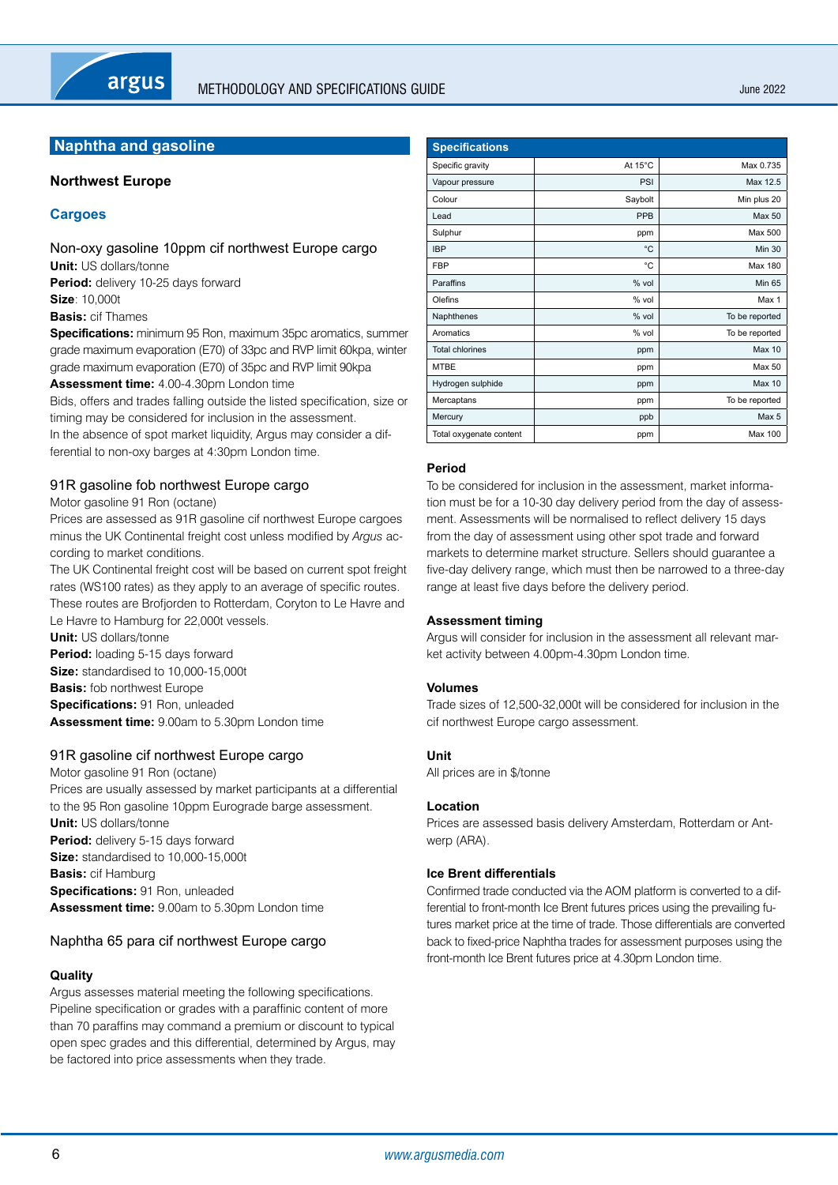## Naphtha and gasoline

### Northwest Europe

#### Cargoes

Non-oxy gasoline 10ppm cif northwest Europe cargo

**Unit:** US dollars/tonne
**Period:** delivery 10-25 days forward
**Size**: 10,000t
**Basis:** cif Thames
**Specifications:** minimum 95 Ron, maximum 35pc aromatics, summer grade maximum evaporation (E70) of 33pc and RVP limit 60kpa, winter grade maximum evaporation (E70) of 35pc and RVP limit 90kpa
**Assessment time:** 4.00-4.30pm London time
Bids, offers and trades falling outside the listed specification, size or timing may be considered for inclusion in the assessment.
In the absence of spot market liquidity, Argus may consider a differential to non-oxy barges at 4:30pm London time.

91R gasoline fob northwest Europe cargo

Motor gasoline 91 Ron (octane)
Prices are assessed as 91R gasoline cif northwest Europe cargoes minus the UK Continental freight cost unless modified by *Argus* according to market conditions.
The UK Continental freight cost will be based on current spot freight rates (WS100 rates) as they apply to an average of specific routes. These routes are Brofjorden to Rotterdam, Coryton to Le Havre and Le Havre to Hamburg for 22,000t vessels.
**Unit:** US dollars/tonne
**Period:** loading 5-15 days forward
**Size:** standardised to 10,000-15,000t
**Basis:** fob northwest Europe
**Specifications:** 91 Ron, unleaded
**Assessment time:** 9.00am to 5.30pm London time

91R gasoline cif northwest Europe cargo

Motor gasoline 91 Ron (octane)
Prices are usually assessed by market participants at a differential to the 95 Ron gasoline 10ppm Eurograde barge assessment.
**Unit:** US dollars/tonne
**Period:** delivery 5-15 days forward
**Size:** standardised to 10,000-15,000t
**Basis:** cif Hamburg
**Specifications:** 91 Ron, unleaded
**Assessment time:** 9.00am to 5.30pm London time

Naphtha 65 para cif northwest Europe cargo

**Quality**

Argus assesses material meeting the following specifications. Pipeline specification or grades with a paraffinic content of more than 70 paraffins may command a premium or discount to typical open spec grades and this differential, determined by Argus, may be factored into price assessments when they trade.

| Specifications | | |
|---|---|---|
| Specific gravity | At 15°C | Max 0.735 |
| Vapour pressure | PSI | Max 12.5 |
| Colour | Saybolt | Min plus 20 |
| Lead | PPB | Max 50 |
| Sulphur | ppm | Max 500 |
| IBP | °C | Min 30 |
| FBP | °C | Max 180 |
| Paraffins | % vol | Min 65 |
| Olefins | % vol | Max 1 |
| Naphthenes | % vol | To be reported |
| Aromatics | % vol | To be reported |
| Total chlorines | ppm | Max 10 |
| MTBE | ppm | Max 50 |
| Hydrogen sulphide | ppm | Max 10 |
| Mercaptans | ppm | To be reported |
| Mercury | ppb | Max 5 |
| Total oxygenate content | ppm | Max 100 |

**Period**

To be considered for inclusion in the assessment, market information must be for a 10-30 day delivery period from the day of assessment. Assessments will be normalised to reflect delivery 15 days from the day of assessment using other spot trade and forward markets to determine market structure. Sellers should guarantee a five-day delivery range, which must then be narrowed to a three-day range at least five days before the delivery period.

**Assessment timing**

Argus will consider for inclusion in the assessment all relevant market activity between 4.00pm-4.30pm London time.

**Volumes**

Trade sizes of 12,500-32,000t will be considered for inclusion in the cif northwest Europe cargo assessment.

**Unit**

All prices are in $/tonne

**Location**

Prices are assessed basis delivery Amsterdam, Rotterdam or Antwerp (ARA).

**Ice Brent differentials**

Confirmed trade conducted via the AOM platform is converted to a differential to front-month Ice Brent futures prices using the prevailing futures market price at the time of trade. Those differentials are converted back to fixed-price Naphtha trades for assessment purposes using the front-month Ice Brent futures price at 4.30pm London time.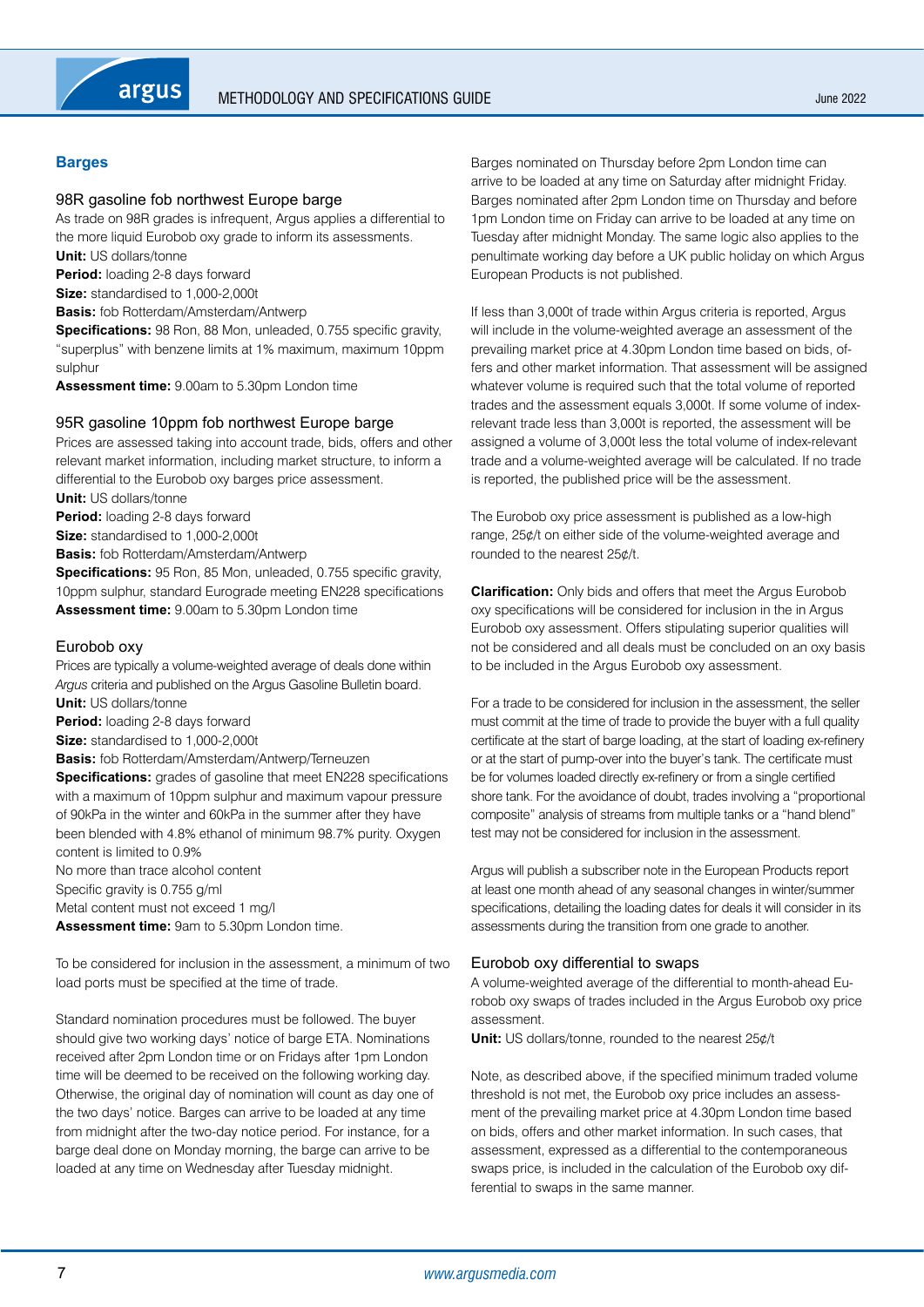## Barges

### 98R gasoline fob northwest Europe barge

As trade on 98R grades is infrequent, Argus applies a differential to the more liquid Eurobob oxy grade to inform its assessments.

**Unit:** US dollars/tonne

**Period:** loading 2-8 days forward

**Size:** standardised to 1,000-2,000t

**Basis:** fob Rotterdam/Amsterdam/Antwerp

**Specifications:** 98 Ron, 88 Mon, unleaded, 0.755 specific gravity, "superplus" with benzene limits at 1% maximum, maximum 10ppm sulphur

**Assessment time:** 9.00am to 5.30pm London time

### 95R gasoline 10ppm fob northwest Europe barge

Prices are assessed taking into account trade, bids, offers and other relevant market information, including market structure, to inform a differential to the Eurobob oxy barges price assessment.

**Unit:** US dollars/tonne

**Period:** loading 2-8 days forward

**Size:** standardised to 1,000-2,000t

**Basis:** fob Rotterdam/Amsterdam/Antwerp

**Specifications:** 95 Ron, 85 Mon, unleaded, 0.755 specific gravity, 10ppm sulphur, standard Eurograde meeting EN228 specifications

**Assessment time:** 9.00am to 5.30pm London time

### Eurobob oxy

Prices are typically a volume-weighted average of deals done within *Argus* criteria and published on the Argus Gasoline Bulletin board.

**Unit:** US dollars/tonne

**Period:** loading 2-8 days forward

**Size:** standardised to 1,000-2,000t

**Basis:** fob Rotterdam/Amsterdam/Antwerp/Terneuzen

**Specifications:** grades of gasoline that meet EN228 specifications with a maximum of 10ppm sulphur and maximum vapour pressure of 90kPa in the winter and 60kPa in the summer after they have been blended with 4.8% ethanol of minimum 98.7% purity. Oxygen content is limited to 0.9%

No more than trace alcohol content

Specific gravity is 0.755 g/ml

Metal content must not exceed 1 mg/l

**Assessment time:** 9am to 5.30pm London time.

To be considered for inclusion in the assessment, a minimum of two load ports must be specified at the time of trade.

Standard nomination procedures must be followed. The buyer should give two working days' notice of barge ETA. Nominations received after 2pm London time or on Fridays after 1pm London time will be deemed to be received on the following working day. Otherwise, the original day of nomination will count as day one of the two days' notice. Barges can arrive to be loaded at any time from midnight after the two-day notice period. For instance, for a barge deal done on Monday morning, the barge can arrive to be loaded at any time on Wednesday after Tuesday midnight.

Barges nominated on Thursday before 2pm London time can arrive to be loaded at any time on Saturday after midnight Friday. Barges nominated after 2pm London time on Thursday and before 1pm London time on Friday can arrive to be loaded at any time on Tuesday after midnight Monday. The same logic also applies to the penultimate working day before a UK public holiday on which Argus European Products is not published.

If less than 3,000t of trade within Argus criteria is reported, Argus will include in the volume-weighted average an assessment of the prevailing market price at 4.30pm London time based on bids, offers and other market information. That assessment will be assigned whatever volume is required such that the total volume of reported trades and the assessment equals 3,000t. If some volume of index-relevant trade less than 3,000t is reported, the assessment will be assigned a volume of 3,000t less the total volume of index-relevant trade and a volume-weighted average will be calculated. If no trade is reported, the published price will be the assessment.

The Eurobob oxy price assessment is published as a low-high range, 25¢/t on either side of the volume-weighted average and rounded to the nearest 25¢/t.

**Clarification:** Only bids and offers that meet the Argus Eurobob oxy specifications will be considered for inclusion in the in Argus Eurobob oxy assessment. Offers stipulating superior qualities will not be considered and all deals must be concluded on an oxy basis to be included in the Argus Eurobob oxy assessment.

For a trade to be considered for inclusion in the assessment, the seller must commit at the time of trade to provide the buyer with a full quality certificate at the start of barge loading, at the start of loading ex-refinery or at the start of pump-over into the buyer's tank. The certificate must be for volumes loaded directly ex-refinery or from a single certified shore tank. For the avoidance of doubt, trades involving a "proportional composite" analysis of streams from multiple tanks or a "hand blend" test may not be considered for inclusion in the assessment.

Argus will publish a subscriber note in the European Products report at least one month ahead of any seasonal changes in winter/summer specifications, detailing the loading dates for deals it will consider in its assessments during the transition from one grade to another.

### Eurobob oxy differential to swaps

A volume-weighted average of the differential to month-ahead Eurobob oxy swaps of trades included in the Argus Eurobob oxy price assessment.

**Unit:** US dollars/tonne, rounded to the nearest 25¢/t

Note, as described above, if the specified minimum traded volume threshold is not met, the Eurobob oxy price includes an assessment of the prevailing market price at 4.30pm London time based on bids, offers and other market information. In such cases, that assessment, expressed as a differential to the contemporaneous swaps price, is included in the calculation of the Eurobob oxy differential to swaps in the same manner.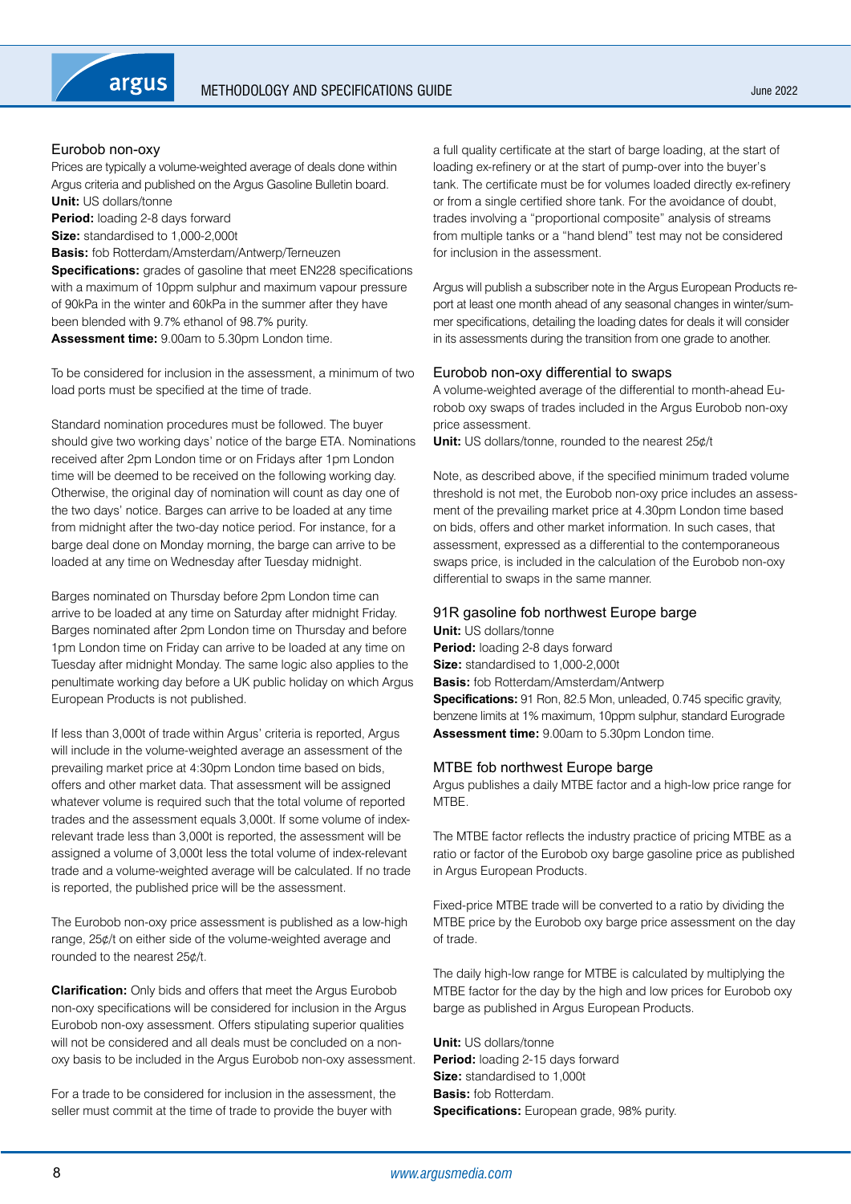### Eurobob non-oxy

Prices are typically a volume-weighted average of deals done within Argus criteria and published on the Argus Gasoline Bulletin board.

**Unit:** US dollars/tonne

**Period:** loading 2-8 days forward

**Size:** standardised to 1,000-2,000t

**Basis:** fob Rotterdam/Amsterdam/Antwerp/Terneuzen

**Specifications:** grades of gasoline that meet EN228 specifications with a maximum of 10ppm sulphur and maximum vapour pressure of 90kPa in the winter and 60kPa in the summer after they have been blended with 9.7% ethanol of 98.7% purity.

**Assessment time:** 9.00am to 5.30pm London time.

To be considered for inclusion in the assessment, a minimum of two load ports must be specified at the time of trade.

Standard nomination procedures must be followed. The buyer should give two working days' notice of the barge ETA. Nominations received after 2pm London time or on Fridays after 1pm London time will be deemed to be received on the following working day. Otherwise, the original day of nomination will count as day one of the two days' notice. Barges can arrive to be loaded at any time from midnight after the two-day notice period. For instance, for a barge deal done on Monday morning, the barge can arrive to be loaded at any time on Wednesday after Tuesday midnight.

Barges nominated on Thursday before 2pm London time can arrive to be loaded at any time on Saturday after midnight Friday. Barges nominated after 2pm London time on Thursday and before 1pm London time on Friday can arrive to be loaded at any time on Tuesday after midnight Monday. The same logic also applies to the penultimate working day before a UK public holiday on which Argus European Products is not published.

If less than 3,000t of trade within Argus' criteria is reported, Argus will include in the volume-weighted average an assessment of the prevailing market price at 4:30pm London time based on bids, offers and other market data. That assessment will be assigned whatever volume is required such that the total volume of reported trades and the assessment equals 3,000t. If some volume of index-relevant trade less than 3,000t is reported, the assessment will be assigned a volume of 3,000t less the total volume of index-relevant trade and a volume-weighted average will be calculated. If no trade is reported, the published price will be the assessment.

The Eurobob non-oxy price assessment is published as a low-high range, 25¢/t on either side of the volume-weighted average and rounded to the nearest 25¢/t.

**Clarification:** Only bids and offers that meet the Argus Eurobob non-oxy specifications will be considered for inclusion in the Argus Eurobob non-oxy assessment. Offers stipulating superior qualities will not be considered and all deals must be concluded on a non-oxy basis to be included in the Argus Eurobob non-oxy assessment.

For a trade to be considered for inclusion in the assessment, the seller must commit at the time of trade to provide the buyer with a full quality certificate at the start of barge loading, at the start of loading ex-refinery or at the start of pump-over into the buyer's tank. The certificate must be for volumes loaded directly ex-refinery or from a single certified shore tank. For the avoidance of doubt, trades involving a "proportional composite" analysis of streams from multiple tanks or a "hand blend" test may not be considered for inclusion in the assessment.

Argus will publish a subscriber note in the Argus European Products report at least one month ahead of any seasonal changes in winter/summer specifications, detailing the loading dates for deals it will consider in its assessments during the transition from one grade to another.

### Eurobob non-oxy differential to swaps

A volume-weighted average of the differential to month-ahead Eurobob oxy swaps of trades included in the Argus Eurobob non-oxy price assessment.

**Unit:** US dollars/tonne, rounded to the nearest 25¢/t

Note, as described above, if the specified minimum traded volume threshold is not met, the Eurobob non-oxy price includes an assessment of the prevailing market price at 4.30pm London time based on bids, offers and other market information. In such cases, that assessment, expressed as a differential to the contemporaneous swaps price, is included in the calculation of the Eurobob non-oxy differential to swaps in the same manner.

### 91R gasoline fob northwest Europe barge

**Unit:** US dollars/tonne

**Period:** loading 2-8 days forward

**Size:** standardised to 1,000-2,000t

**Basis:** fob Rotterdam/Amsterdam/Antwerp

**Specifications:** 91 Ron, 82.5 Mon, unleaded, 0.745 specific gravity, benzene limits at 1% maximum, 10ppm sulphur, standard Eurograde

**Assessment time:** 9.00am to 5.30pm London time.

### MTBE fob northwest Europe barge

Argus publishes a daily MTBE factor and a high-low price range for MTBE.

The MTBE factor reflects the industry practice of pricing MTBE as a ratio or factor of the Eurobob oxy barge gasoline price as published in Argus European Products.

Fixed-price MTBE trade will be converted to a ratio by dividing the MTBE price by the Eurobob oxy barge price assessment on the day of trade.

The daily high-low range for MTBE is calculated by multiplying the MTBE factor for the day by the high and low prices for Eurobob oxy barge as published in Argus European Products.

**Unit:** US dollars/tonne

**Period:** loading 2-15 days forward

**Size:** standardised to 1,000t

**Basis:** fob Rotterdam.

**Specifications:** European grade, 98% purity.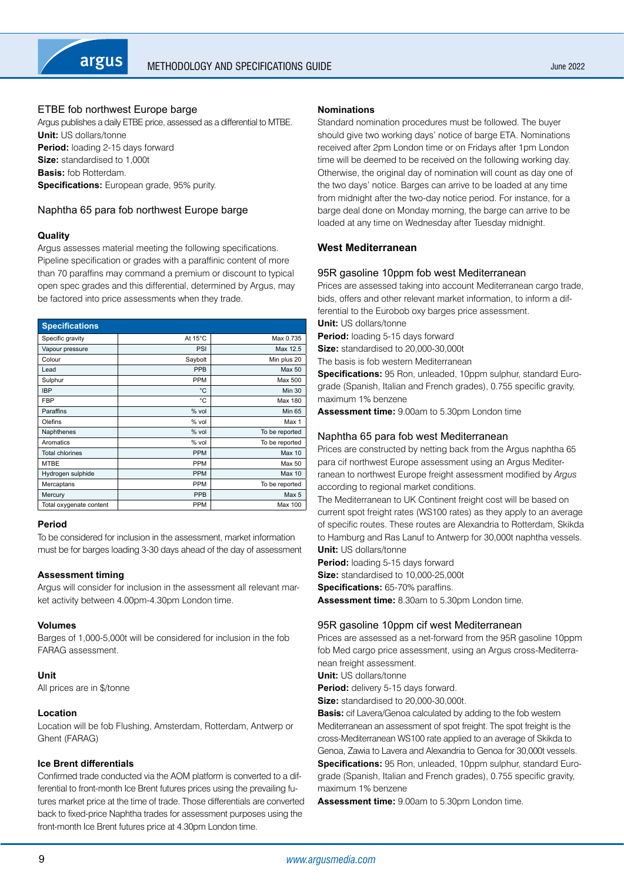### ETBE fob northwest Europe barge

Argus publishes a daily ETBE price, assessed as a differential to MTBE.
**Unit:** US dollars/tonne
**Period:** loading 2-15 days forward
**Size:** standardised to 1,000t
**Basis:** fob Rotterdam.
**Specifications:** European grade, 95% purity.

### Naphtha 65 para fob northwest Europe barge

#### Quality

Argus assesses material meeting the following specifications. Pipeline specification or grades with a paraffinic content of more than 70 paraffins may command a premium or discount to typical open spec grades and this differential, determined by Argus, may be factored into price assessments when they trade.

| Specifications | | |
|---|---|---|
| Specific gravity | At 15°C | Max 0.735 |
| Vapour pressure | PSI | Max 12.5 |
| Colour | Saybolt | Min plus 20 |
| Lead | PPB | Max 50 |
| Sulphur | PPM | Max 500 |
| IBP | °C | Min 30 |
| FBP | °C | Max 180 |
| Paraffins | % vol | Min 65 |
| Olefins | % vol | Max 1 |
| Naphthenes | % vol | To be reported |
| Aromatics | % vol | To be reported |
| Total chlorines | PPM | Max 10 |
| MTBE | PPM | Max 50 |
| Hydrogen sulphide | PPM | Max 10 |
| Mercaptans | PPM | To be reported |
| Mercury | PPB | Max 5 |
| Total oxygenate content | PPM | Max 100 |

#### Period

To be considered for inclusion in the assessment, market information must be for barges loading 3-30 days ahead of the day of assessment

#### Assessment timing

Argus will consider for inclusion in the assessment all relevant market activity between 4.00pm-4.30pm London time.

#### Volumes

Barges of 1,000-5,000t will be considered for inclusion in the fob FARAG assessment.

#### Unit

All prices are in $/tonne

#### Location

Location will be fob Flushing, Amsterdam, Rotterdam, Antwerp or Ghent (FARAG)

#### Ice Brent differentials

Confirmed trade conducted via the AOM platform is converted to a differential to front-month Ice Brent futures prices using the prevailing futures market price at the time of trade. Those differentials are converted back to fixed-price Naphtha trades for assessment purposes using the front-month Ice Brent futures price at 4.30pm London time.

#### Nominations

Standard nomination procedures must be followed. The buyer should give two working days' notice of barge ETA. Nominations received after 2pm London time or on Fridays after 1pm London time will be deemed to be received on the following working day. Otherwise, the original day of nomination will count as day one of the two days' notice. Barges can arrive to be loaded at any time from midnight after the two-day notice period. For instance, for a barge deal done on Monday morning, the barge can arrive to be loaded at any time on Wednesday after Tuesday midnight.

## West Mediterranean

### 95R gasoline 10ppm fob west Mediterranean

Prices are assessed taking into account Mediterranean cargo trade, bids, offers and other relevant market information, to inform a differential to the Eurobob oxy barges price assessment.
**Unit:** US dollars/tonne
**Period:** loading 5-15 days forward
**Size:** standardised to 20,000-30,000t
The basis is fob western Mediterranean
**Specifications:** 95 Ron, unleaded, 10ppm sulphur, standard Eurograde (Spanish, Italian and French grades), 0.755 specific gravity, maximum 1% benzene
**Assessment time:** 9.00am to 5.30pm London time

### Naphtha 65 para fob west Mediterranean

Prices are constructed by netting back from the Argus naphtha 65 para cif northwest Europe assessment using an Argus Mediterranean to northwest Europe freight assessment modified by *Argus* according to regional market conditions.
The Mediterranean to UK Continent freight cost will be based on current spot freight rates (WS100 rates) as they apply to an average of specific routes. These routes are Alexandria to Rotterdam, Skikda to Hamburg and Ras Lanuf to Antwerp for 30,000t naphtha vessels.
**Unit:** US dollars/tonne
**Period:** loading 5-15 days forward
**Size:** standardised to 10,000-25,000t
**Specifications:** 65-70% paraffins.
**Assessment time:** 8.30am to 5.30pm London time.

### 95R gasoline 10ppm cif west Mediterranean

Prices are assessed as a net-forward from the 95R gasoline 10ppm fob Med cargo price assessment, using an Argus cross-Mediterranean freight assessment.
**Unit:** US dollars/tonne
**Period:** delivery 5-15 days forward.
**Size:** standardised to 20,000-30,000t.
**Basis:** cif Lavera/Genoa calculated by adding to the fob western Mediterranean an assessment of spot freight. The spot freight is the cross-Mediterranean WS100 rate applied to an average of Skikda to Genoa, Zawia to Lavera and Alexandria to Genoa for 30,000t vessels.
**Specifications:** 95 Ron, unleaded, 10ppm sulphur, standard Eurograde (Spanish, Italian and French grades), 0.755 specific gravity, maximum 1% benzene
**Assessment time:** 9.00am to 5.30pm London time.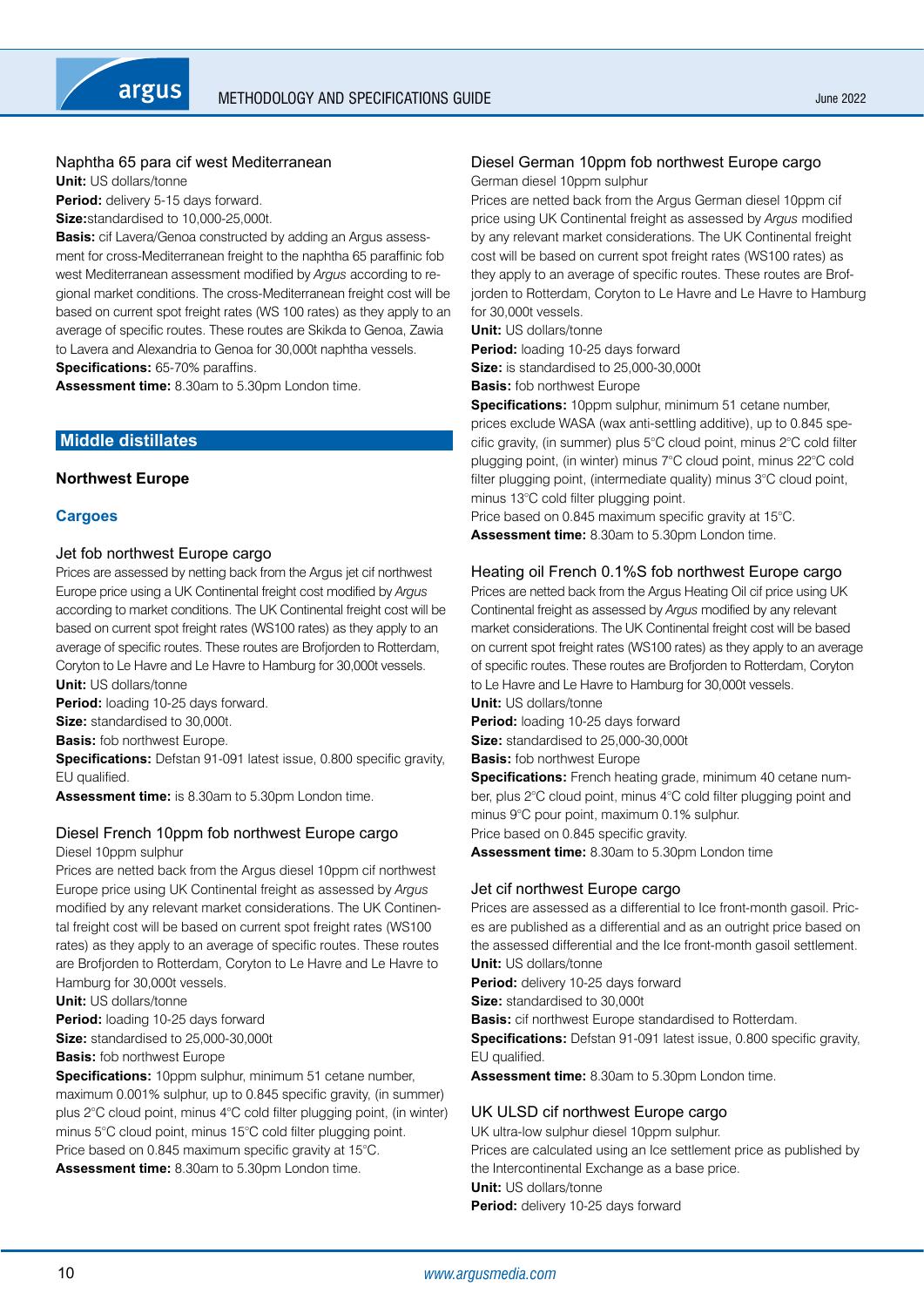### Naphtha 65 para cif west Mediterranean

**Unit:** US dollars/tonne

**Period:** delivery 5-15 days forward.

**Size:**standardised to 10,000-25,000t.

**Basis:** cif Lavera/Genoa constructed by adding an Argus assessment for cross-Mediterranean freight to the naphtha 65 paraffinic fob west Mediterranean assessment modified by *Argus* according to regional market conditions. The cross-Mediterranean freight cost will be based on current spot freight rates (WS 100 rates) as they apply to an average of specific routes. These routes are Skikda to Genoa, Zawia to Lavera and Alexandria to Genoa for 30,000t naphtha vessels.

**Specifications:** 65-70% paraffins.

**Assessment time:** 8.30am to 5.30pm London time.

## Middle distillates

### Northwest Europe

#### Cargoes

### Jet fob northwest Europe cargo

Prices are assessed by netting back from the Argus jet cif northwest Europe price using a UK Continental freight cost modified by *Argus* according to market conditions. The UK Continental freight cost will be based on current spot freight rates (WS100 rates) as they apply to an average of specific routes. These routes are Brofjorden to Rotterdam, Coryton to Le Havre and Le Havre to Hamburg for 30,000t vessels.

**Unit:** US dollars/tonne

**Period:** loading 10-25 days forward.

**Size:** standardised to 30,000t.

**Basis:** fob northwest Europe.

**Specifications:** Defstan 91-091 latest issue, 0.800 specific gravity, EU qualified.

**Assessment time:** is 8.30am to 5.30pm London time.

### Diesel French 10ppm fob northwest Europe cargo

Diesel 10ppm sulphur

Prices are netted back from the Argus diesel 10ppm cif northwest Europe price using UK Continental freight as assessed by *Argus* modified by any relevant market considerations. The UK Continental freight cost will be based on current spot freight rates (WS100 rates) as they apply to an average of specific routes. These routes are Brofjorden to Rotterdam, Coryton to Le Havre and Le Havre to Hamburg for 30,000t vessels.

**Unit:** US dollars/tonne

**Period:** loading 10-25 days forward

**Size:** standardised to 25,000-30,000t

**Basis:** fob northwest Europe

**Specifications:** 10ppm sulphur, minimum 51 cetane number, maximum 0.001% sulphur, up to 0.845 specific gravity, (in summer) plus 2°C cloud point, minus 4°C cold filter plugging point, (in winter) minus 5°C cloud point, minus 15°C cold filter plugging point.

Price based on 0.845 maximum specific gravity at 15°C.

**Assessment time:** 8.30am to 5.30pm London time.

### Diesel German 10ppm fob northwest Europe cargo

German diesel 10ppm sulphur

Prices are netted back from the Argus German diesel 10ppm cif price using UK Continental freight as assessed by *Argus* modified by any relevant market considerations. The UK Continental freight cost will be based on current spot freight rates (WS100 rates) as they apply to an average of specific routes. These routes are Brofjorden to Rotterdam, Coryton to Le Havre and Le Havre to Hamburg for 30,000t vessels.

**Unit:** US dollars/tonne

**Period:** loading 10-25 days forward

**Size:** is standardised to 25,000-30,000t

**Basis:** fob northwest Europe

**Specifications:** 10ppm sulphur, minimum 51 cetane number, prices exclude WASA (wax anti-settling additive), up to 0.845 specific gravity, (in summer) plus 5°C cloud point, minus 2°C cold filter plugging point, (in winter) minus 7°C cloud point, minus 22°C cold filter plugging point, (intermediate quality) minus 3°C cloud point, minus 13°C cold filter plugging point.

Price based on 0.845 maximum specific gravity at 15°C.

**Assessment time:** 8.30am to 5.30pm London time.

### Heating oil French 0.1%S fob northwest Europe cargo

Prices are netted back from the Argus Heating Oil cif price using UK Continental freight as assessed by *Argus* modified by any relevant market considerations. The UK Continental freight cost will be based on current spot freight rates (WS100 rates) as they apply to an average of specific routes. These routes are Brofjorden to Rotterdam, Coryton to Le Havre and Le Havre to Hamburg for 30,000t vessels.

**Unit:** US dollars/tonne

**Period:** loading 10-25 days forward

**Size:** standardised to 25,000-30,000t

**Basis:** fob northwest Europe

**Specifications:** French heating grade, minimum 40 cetane number, plus 2°C cloud point, minus 4°C cold filter plugging point and minus 9°C pour point, maximum 0.1% sulphur.

Price based on 0.845 specific gravity.

**Assessment time:** 8.30am to 5.30pm London time

### Jet cif northwest Europe cargo

Prices are assessed as a differential to Ice front-month gasoil. Prices are published as a differential and as an outright price based on the assessed differential and the Ice front-month gasoil settlement.

**Unit:** US dollars/tonne

**Period:** delivery 10-25 days forward

**Size:** standardised to 30,000t

**Basis:** cif northwest Europe standardised to Rotterdam.

**Specifications:** Defstan 91-091 latest issue, 0.800 specific gravity, EU qualified.

**Assessment time:** 8.30am to 5.30pm London time.

### UK ULSD cif northwest Europe cargo

UK ultra-low sulphur diesel 10ppm sulphur.

Prices are calculated using an Ice settlement price as published by the Intercontinental Exchange as a base price.

**Unit:** US dollars/tonne

**Period:** delivery 10-25 days forward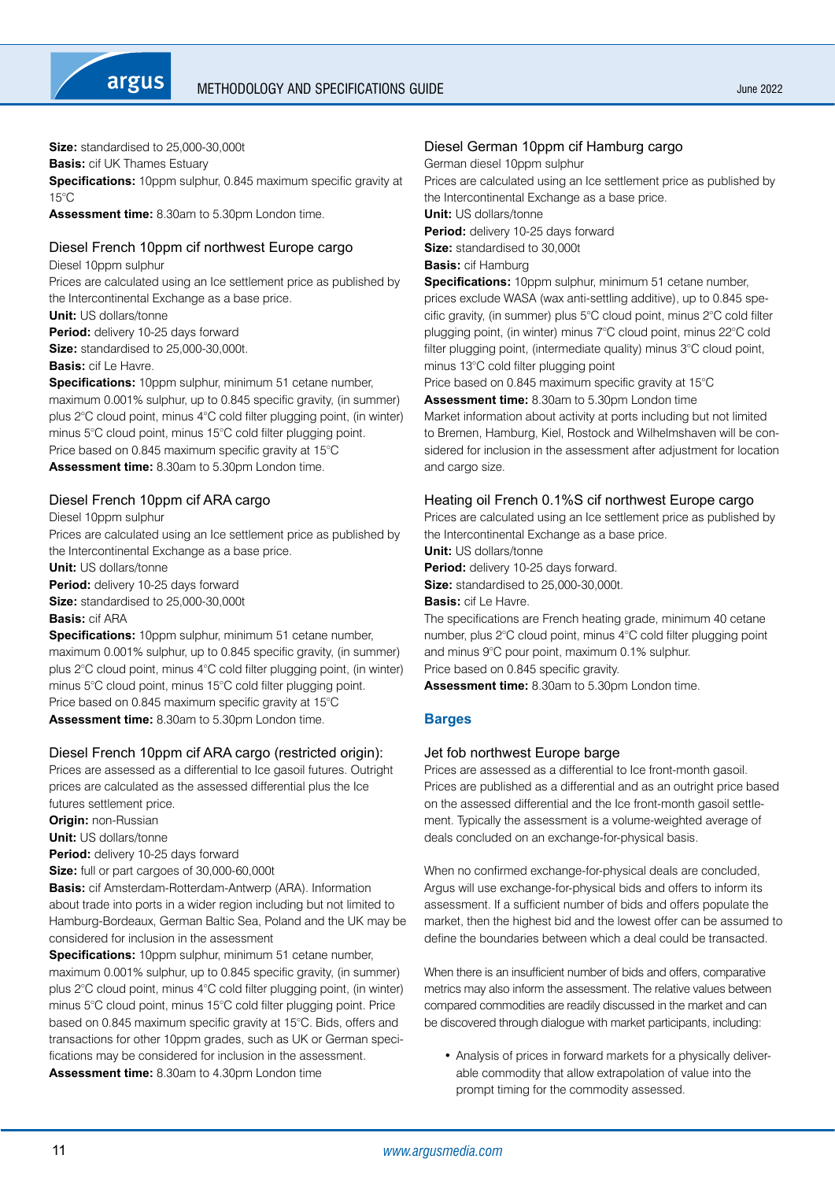**Size:** standardised to 25,000-30,000t
**Basis:** cif UK Thames Estuary
**Specifications:** 10ppm sulphur, 0.845 maximum specific gravity at 15°C
**Assessment time:** 8.30am to 5.30pm London time.

### Diesel French 10ppm cif northwest Europe cargo

Diesel 10ppm sulphur
Prices are calculated using an Ice settlement price as published by the Intercontinental Exchange as a base price.
**Unit:** US dollars/tonne
**Period:** delivery 10-25 days forward
**Size:** standardised to 25,000-30,000t.
**Basis:** cif Le Havre.
**Specifications:** 10ppm sulphur, minimum 51 cetane number, maximum 0.001% sulphur, up to 0.845 specific gravity, (in summer) plus 2°C cloud point, minus 4°C cold filter plugging point, (in winter) minus 5°C cloud point, minus 15°C cold filter plugging point.
Price based on 0.845 maximum specific gravity at 15°C
**Assessment time:** 8.30am to 5.30pm London time.

### Diesel French 10ppm cif ARA cargo

Diesel 10ppm sulphur
Prices are calculated using an Ice settlement price as published by the Intercontinental Exchange as a base price.
**Unit:** US dollars/tonne
**Period:** delivery 10-25 days forward
**Size:** standardised to 25,000-30,000t
**Basis:** cif ARA
**Specifications:** 10ppm sulphur, minimum 51 cetane number, maximum 0.001% sulphur, up to 0.845 specific gravity, (in summer) plus 2°C cloud point, minus 4°C cold filter plugging point, (in winter) minus 5°C cloud point, minus 15°C cold filter plugging point.
Price based on 0.845 maximum specific gravity at 15°C
**Assessment time:** 8.30am to 5.30pm London time.

### Diesel French 10ppm cif ARA cargo (restricted origin):

Prices are assessed as a differential to Ice gasoil futures. Outright prices are calculated as the assessed differential plus the Ice futures settlement price.
**Origin:** non-Russian
**Unit:** US dollars/tonne
**Period:** delivery 10-25 days forward
**Size:** full or part cargoes of 30,000-60,000t
**Basis:** cif Amsterdam-Rotterdam-Antwerp (ARA). Information about trade into ports in a wider region including but not limited to Hamburg-Bordeaux, German Baltic Sea, Poland and the UK may be considered for inclusion in the assessment
**Specifications:** 10ppm sulphur, minimum 51 cetane number, maximum 0.001% sulphur, up to 0.845 specific gravity, (in summer) plus 2°C cloud point, minus 4°C cold filter plugging point, (in winter) minus 5°C cloud point, minus 15°C cold filter plugging point. Price based on 0.845 maximum specific gravity at 15°C. Bids, offers and transactions for other 10ppm grades, such as UK or German specifications may be considered for inclusion in the assessment.
**Assessment time:** 8.30am to 4.30pm London time

### Diesel German 10ppm cif Hamburg cargo

German diesel 10ppm sulphur
Prices are calculated using an Ice settlement price as published by the Intercontinental Exchange as a base price.
**Unit:** US dollars/tonne
**Period:** delivery 10-25 days forward
**Size:** standardised to 30,000t
**Basis:** cif Hamburg
**Specifications:** 10ppm sulphur, minimum 51 cetane number, prices exclude WASA (wax anti-settling additive), up to 0.845 specific gravity, (in summer) plus 5°C cloud point, minus 2°C cold filter plugging point, (in winter) minus 7°C cloud point, minus 22°C cold filter plugging point, (intermediate quality) minus 3°C cloud point, minus 13°C cold filter plugging point
Price based on 0.845 maximum specific gravity at 15°C
**Assessment time:** 8.30am to 5.30pm London time
Market information about activity at ports including but not limited to Bremen, Hamburg, Kiel, Rostock and Wilhelmshaven will be considered for inclusion in the assessment after adjustment for location and cargo size.

### Heating oil French 0.1%S cif northwest Europe cargo

Prices are calculated using an Ice settlement price as published by the Intercontinental Exchange as a base price.
**Unit:** US dollars/tonne
**Period:** delivery 10-25 days forward.
**Size:** standardised to 25,000-30,000t.
**Basis:** cif Le Havre.
The specifications are French heating grade, minimum 40 cetane number, plus 2°C cloud point, minus 4°C cold filter plugging point and minus 9°C pour point, maximum 0.1% sulphur.
Price based on 0.845 specific gravity.
**Assessment time:** 8.30am to 5.30pm London time.

## Barges

### Jet fob northwest Europe barge

Prices are assessed as a differential to Ice front-month gasoil. Prices are published as a differential and as an outright price based on the assessed differential and the Ice front-month gasoil settlement. Typically the assessment is a volume-weighted average of deals concluded on an exchange-for-physical basis.

When no confirmed exchange-for-physical deals are concluded, Argus will use exchange-for-physical bids and offers to inform its assessment. If a sufficient number of bids and offers populate the market, then the highest bid and the lowest offer can be assumed to define the boundaries between which a deal could be transacted.

When there is an insufficient number of bids and offers, comparative metrics may also inform the assessment. The relative values between compared commodities are readily discussed in the market and can be discovered through dialogue with market participants, including:

- Analysis of prices in forward markets for a physically deliverable commodity that allow extrapolation of value into the prompt timing for the commodity assessed.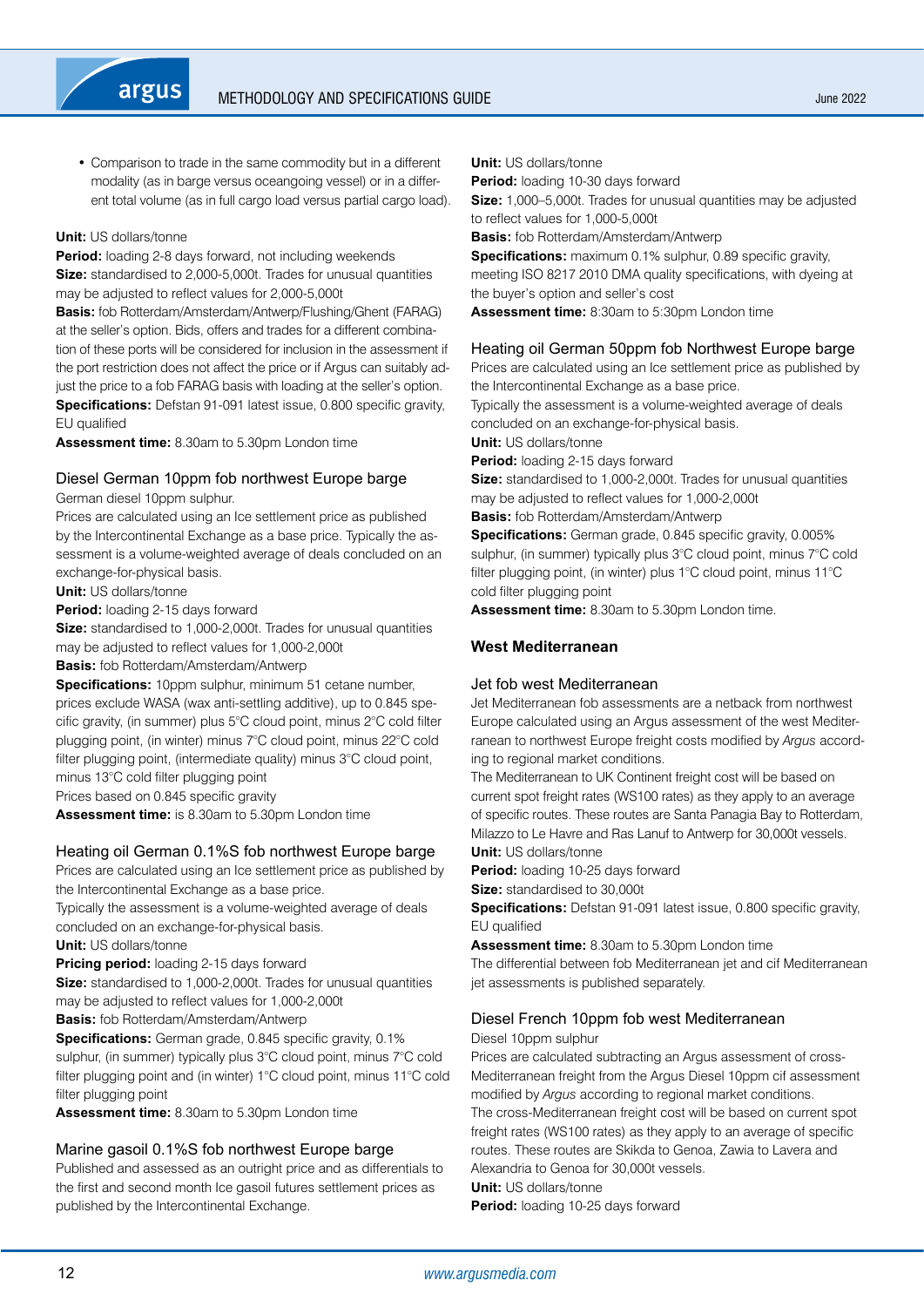- Comparison to trade in the same commodity but in a different modality (as in barge versus oceangoing vessel) or in a different total volume (as in full cargo load versus partial cargo load).

**Unit:** US dollars/tonne
**Period:** loading 2-8 days forward, not including weekends
**Size:** standardised to 2,000-5,000t. Trades for unusual quantities may be adjusted to reflect values for 2,000-5,000t
**Basis:** fob Rotterdam/Amsterdam/Antwerp/Flushing/Ghent (FARAG) at the seller's option. Bids, offers and trades for a different combination of these ports will be considered for inclusion in the assessment if the port restriction does not affect the price or if Argus can suitably adjust the price to a fob FARAG basis with loading at the seller's option.
**Specifications:** Defstan 91-091 latest issue, 0.800 specific gravity, EU qualified
**Assessment time:** 8.30am to 5.30pm London time

### Diesel German 10ppm fob northwest Europe barge

German diesel 10ppm sulphur.
Prices are calculated using an Ice settlement price as published by the Intercontinental Exchange as a base price. Typically the assessment is a volume-weighted average of deals concluded on an exchange-for-physical basis.
**Unit:** US dollars/tonne
**Period:** loading 2-15 days forward
**Size:** standardised to 1,000-2,000t. Trades for unusual quantities may be adjusted to reflect values for 1,000-2,000t
**Basis:** fob Rotterdam/Amsterdam/Antwerp
**Specifications:** 10ppm sulphur, minimum 51 cetane number, prices exclude WASA (wax anti-settling additive), up to 0.845 specific gravity, (in summer) plus 5°C cloud point, minus 2°C cold filter plugging point, (in winter) minus 7°C cloud point, minus 22°C cold filter plugging point, (intermediate quality) minus 3°C cloud point, minus 13°C cold filter plugging point
Prices based on 0.845 specific gravity
**Assessment time:** is 8.30am to 5.30pm London time

### Heating oil German 0.1%S fob northwest Europe barge

Prices are calculated using an Ice settlement price as published by the Intercontinental Exchange as a base price.
Typically the assessment is a volume-weighted average of deals concluded on an exchange-for-physical basis.
**Unit:** US dollars/tonne
**Pricing period:** loading 2-15 days forward
**Size:** standardised to 1,000-2,000t. Trades for unusual quantities may be adjusted to reflect values for 1,000-2,000t
**Basis:** fob Rotterdam/Amsterdam/Antwerp
**Specifications:** German grade, 0.845 specific gravity, 0.1% sulphur, (in summer) typically plus 3°C cloud point, minus 7°C cold filter plugging point and (in winter) 1°C cloud point, minus 11°C cold filter plugging point
**Assessment time:** 8.30am to 5.30pm London time

### Marine gasoil 0.1%S fob northwest Europe barge

Published and assessed as an outright price and as differentials to the first and second month Ice gasoil futures settlement prices as published by the Intercontinental Exchange.
**Unit:** US dollars/tonne
**Period:** loading 10-30 days forward
**Size:** 1,000–5,000t. Trades for unusual quantities may be adjusted to reflect values for 1,000-5,000t
**Basis:** fob Rotterdam/Amsterdam/Antwerp
**Specifications:** maximum 0.1% sulphur, 0.89 specific gravity, meeting ISO 8217 2010 DMA quality specifications, with dyeing at the buyer's option and seller's cost
**Assessment time:** 8:30am to 5:30pm London time

### Heating oil German 50ppm fob Northwest Europe barge

Prices are calculated using an Ice settlement price as published by the Intercontinental Exchange as a base price.
Typically the assessment is a volume-weighted average of deals concluded on an exchange-for-physical basis.
**Unit:** US dollars/tonne
**Period:** loading 2-15 days forward
**Size:** standardised to 1,000-2,000t. Trades for unusual quantities may be adjusted to reflect values for 1,000-2,000t
**Basis:** fob Rotterdam/Amsterdam/Antwerp
**Specifications:** German grade, 0.845 specific gravity, 0.005% sulphur, (in summer) typically plus 3°C cloud point, minus 7°C cold filter plugging point, (in winter) plus 1°C cloud point, minus 11°C cold filter plugging point
**Assessment time:** 8.30am to 5.30pm London time.

## West Mediterranean

### Jet fob west Mediterranean

Jet Mediterranean fob assessments are a netback from northwest Europe calculated using an Argus assessment of the west Mediterranean to northwest Europe freight costs modified by *Argus* according to regional market conditions.
The Mediterranean to UK Continent freight cost will be based on current spot freight rates (WS100 rates) as they apply to an average of specific routes. These routes are Santa Panagia Bay to Rotterdam, Milazzo to Le Havre and Ras Lanuf to Antwerp for 30,000t vessels.
**Unit:** US dollars/tonne
**Period:** loading 10-25 days forward
**Size:** standardised to 30,000t
**Specifications:** Defstan 91-091 latest issue, 0.800 specific gravity, EU qualified
**Assessment time:** 8.30am to 5.30pm London time
The differential between fob Mediterranean jet and cif Mediterranean jet assessments is published separately.

### Diesel French 10ppm fob west Mediterranean

Diesel 10ppm sulphur
Prices are calculated subtracting an Argus assessment of cross-Mediterranean freight from the Argus Diesel 10ppm cif assessment modified by *Argus* according to regional market conditions.
The cross-Mediterranean freight cost will be based on current spot freight rates (WS100 rates) as they apply to an average of specific routes. These routes are Skikda to Genoa, Zawia to Lavera and Alexandria to Genoa for 30,000t vessels.
**Unit:** US dollars/tonne
**Period:** loading 10-25 days forward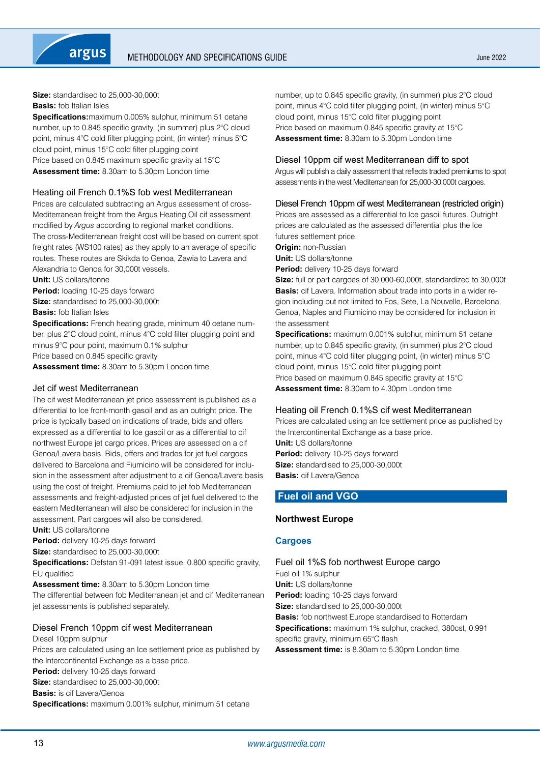**Size:** standardised to 25,000-30,000t
**Basis:** fob Italian Isles
**Specifications:**maximum 0.005% sulphur, minimum 51 cetane number, up to 0.845 specific gravity, (in summer) plus 2°C cloud point, minus 4°C cold filter plugging point, (in winter) minus 5°C cloud point, minus 15°C cold filter plugging point
Price based on 0.845 maximum specific gravity at 15°C
**Assessment time:** 8.30am to 5.30pm London time

### Heating oil French 0.1%S fob west Mediterranean

Prices are calculated subtracting an Argus assessment of cross-Mediterranean freight from the Argus Heating Oil cif assessment modified by *Argus* according to regional market conditions.
The cross-Mediterranean freight cost will be based on current spot freight rates (WS100 rates) as they apply to an average of specific routes. These routes are Skikda to Genoa, Zawia to Lavera and Alexandria to Genoa for 30,000t vessels.
**Unit:** US dollars/tonne
**Period:** loading 10-25 days forward
**Size:** standardised to 25,000-30,000t
**Basis:** fob Italian Isles
**Specifications:** French heating grade, minimum 40 cetane number, plus 2°C cloud point, minus 4°C cold filter plugging point and minus 9°C pour point, maximum 0.1% sulphur
Price based on 0.845 specific gravity
**Assessment time:** 8.30am to 5.30pm London time

### Jet cif west Mediterranean

The cif west Mediterranean jet price assessment is published as a differential to Ice front-month gasoil and as an outright price. The price is typically based on indications of trade, bids and offers expressed as a differential to Ice gasoil or as a differential to cif northwest Europe jet cargo prices. Prices are assessed as a cif Genoa/Lavera basis. Bids, offers and trades for jet fuel cargoes delivered to Barcelona and Fiumicino will be considered for inclusion in the assessment after adjustment to a cif Genoa/Lavera basis using the cost of freight. Premiums paid to jet fob Mediterranean assessments and freight-adjusted prices of jet fuel delivered to the eastern Mediterranean will also be considered for inclusion in the assessment. Part cargoes will also be considered.
**Unit:** US dollars/tonne
**Period:** delivery 10-25 days forward
**Size:** standardised to 25,000-30,000t
**Specifications:** Defstan 91-091 latest issue, 0.800 specific gravity, EU qualified
**Assessment time:** 8.30am to 5.30pm London time
The differential between fob Mediterranean jet and cif Mediterranean jet assessments is published separately.

### Diesel French 10ppm cif west Mediterranean

Diesel 10ppm sulphur
Prices are calculated using an Ice settlement price as published by the Intercontinental Exchange as a base price.
**Period:** delivery 10-25 days forward
**Size:** standardised to 25,000-30,000t
**Basis:** is cif Lavera/Genoa
**Specifications:** maximum 0.001% sulphur, minimum 51 cetane number, up to 0.845 specific gravity, (in summer) plus 2°C cloud point, minus 4°C cold filter plugging point, (in winter) minus 5°C cloud point, minus 15°C cold filter plugging point
Price based on maximum 0.845 specific gravity at 15°C
**Assessment time:** 8.30am to 5.30pm London time

### Diesel 10ppm cif west Mediterranean diff to spot

Argus will publish a daily assessment that reflects traded premiums to spot assessments in the west Mediterranean for 25,000-30,000t cargoes.

### Diesel French 10ppm cif west Mediterranean (restricted origin)

Prices are assessed as a differential to Ice gasoil futures. Outright prices are calculated as the assessed differential plus the Ice futures settlement price.
**Origin:** non-Russian
**Unit:** US dollars/tonne
**Period:** delivery 10-25 days forward
**Size:** full or part cargoes of 30,000-60,000t, standardized to 30,000t
**Basis:** cif Lavera. Information about trade into ports in a wider region including but not limited to Fos, Sete, La Nouvelle, Barcelona, Genoa, Naples and Fiumicino may be considered for inclusion in the assessment
**Specifications:** maximum 0.001% sulphur, minimum 51 cetane number, up to 0.845 specific gravity, (in summer) plus 2°C cloud point, minus 4°C cold filter plugging point, (in winter) minus 5°C cloud point, minus 15°C cold filter plugging point
Price based on maximum 0.845 specific gravity at 15°C
**Assessment time:** 8.30am to 4.30pm London time

### Heating oil French 0.1%S cif west Mediterranean

Prices are calculated using an Ice settlement price as published by the Intercontinental Exchange as a base price.
**Unit:** US dollars/tonne
**Period:** delivery 10-25 days forward
**Size:** standardised to 25,000-30,000t
**Basis:** cif Lavera/Genoa

## Fuel oil and VGO

### Northwest Europe

#### Cargoes

### Fuel oil 1%S fob northwest Europe cargo

Fuel oil 1% sulphur
**Unit:** US dollars/tonne
**Period:** loading 10-25 days forward
**Size:** standardised to 25,000-30,000t
**Basis:** fob northwest Europe standardised to Rotterdam
**Specifications:** maximum 1% sulphur, cracked, 380cst, 0.991 specific gravity, minimum 65°C flash
**Assessment time:** is 8.30am to 5.30pm London time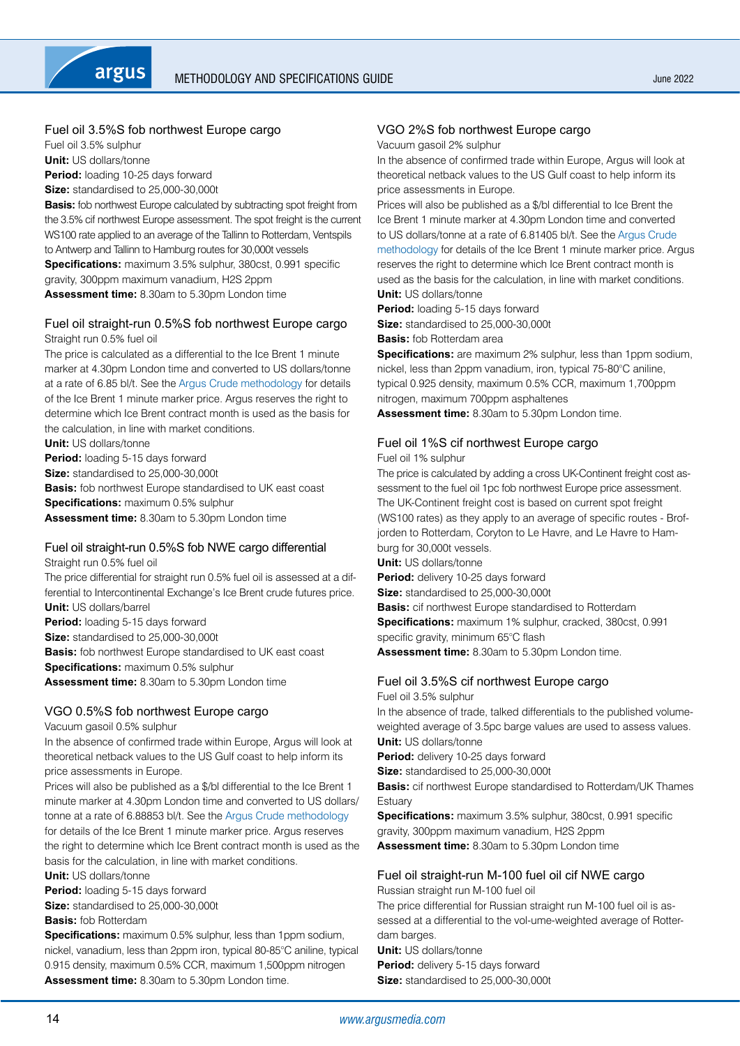### Fuel oil 3.5%S fob northwest Europe cargo

Fuel oil 3.5% sulphur

**Unit:** US dollars/tonne

**Period:** loading 10-25 days forward

**Size:** standardised to 25,000-30,000t

**Basis:** fob northwest Europe calculated by subtracting spot freight from the 3.5% cif northwest Europe assessment. The spot freight is the current WS100 rate applied to an average of the Tallinn to Rotterdam, Ventspils to Antwerp and Tallinn to Hamburg routes for 30,000t vessels

**Specifications:** maximum 3.5% sulphur, 380cst, 0.991 specific gravity, 300ppm maximum vanadium, H2S 2ppm

**Assessment time:** 8.30am to 5.30pm London time

### Fuel oil straight-run 0.5%S fob northwest Europe cargo

Straight run 0.5% fuel oil

The price is calculated as a differential to the Ice Brent 1 minute marker at 4.30pm London time and converted to US dollars/tonne at a rate of 6.85 bl/t. See the Argus Crude methodology for details of the Ice Brent 1 minute marker price. Argus reserves the right to determine which Ice Brent contract month is used as the basis for the calculation, in line with market conditions.

**Unit:** US dollars/tonne

**Period:** loading 5-15 days forward

**Size:** standardised to 25,000-30,000t

**Basis:** fob northwest Europe standardised to UK east coast

**Specifications:** maximum 0.5% sulphur

**Assessment time:** 8.30am to 5.30pm London time

### Fuel oil straight-run 0.5%S fob NWE cargo differential

Straight run 0.5% fuel oil

The price differential for straight run 0.5% fuel oil is assessed at a differential to Intercontinental Exchange's Ice Brent crude futures price.

**Unit:** US dollars/barrel

**Period:** loading 5-15 days forward

**Size:** standardised to 25,000-30,000t

**Basis:** fob northwest Europe standardised to UK east coast

**Specifications:** maximum 0.5% sulphur

**Assessment time:** 8.30am to 5.30pm London time

### VGO 0.5%S fob northwest Europe cargo

Vacuum gasoil 0.5% sulphur

In the absence of confirmed trade within Europe, Argus will look at theoretical netback values to the US Gulf coast to help inform its price assessments in Europe.

Prices will also be published as a $/bl differential to the Ice Brent 1 minute marker at 4.30pm London time and converted to US dollars/tonne at a rate of 6.88853 bl/t. See the Argus Crude methodology for details of the Ice Brent 1 minute marker price. Argus reserves the right to determine which Ice Brent contract month is used as the basis for the calculation, in line with market conditions.

**Unit:** US dollars/tonne

**Period:** loading 5-15 days forward

**Size:** standardised to 25,000-30,000t

**Basis:** fob Rotterdam

**Specifications:** maximum 0.5% sulphur, less than 1ppm sodium, nickel, vanadium, less than 2ppm iron, typical 80-85°C aniline, typical 0.915 density, maximum 0.5% CCR, maximum 1,500ppm nitrogen

**Assessment time:** 8.30am to 5.30pm London time.

### VGO 2%S fob northwest Europe cargo

Vacuum gasoil 2% sulphur

In the absence of confirmed trade within Europe, Argus will look at theoretical netback values to the US Gulf coast to help inform its price assessments in Europe.

Prices will also be published as a $/bl differential to Ice Brent the Ice Brent 1 minute marker at 4.30pm London time and converted to US dollars/tonne at a rate of 6.81405 bl/t. See the Argus Crude methodology for details of the Ice Brent 1 minute marker price. Argus reserves the right to determine which Ice Brent contract month is used as the basis for the calculation, in line with market conditions.

**Unit:** US dollars/tonne

**Period:** loading 5-15 days forward

**Size:** standardised to 25,000-30,000t

**Basis:** fob Rotterdam area

**Specifications:** are maximum 2% sulphur, less than 1ppm sodium, nickel, less than 2ppm vanadium, iron, typical 75-80°C aniline, typical 0.925 density, maximum 0.5% CCR, maximum 1,700ppm nitrogen, maximum 700ppm asphaltenes

**Assessment time:** 8.30am to 5.30pm London time.

### Fuel oil 1%S cif northwest Europe cargo

Fuel oil 1% sulphur

The price is calculated by adding a cross UK-Continent freight cost assessment to the fuel oil 1pc fob northwest Europe price assessment. The UK-Continent freight cost is based on current spot freight (WS100 rates) as they apply to an average of specific routes - Brofjorden to Rotterdam, Coryton to Le Havre, and Le Havre to Hamburg for 30,000t vessels.

**Unit:** US dollars/tonne

**Period:** delivery 10-25 days forward

**Size:** standardised to 25,000-30,000t

**Basis:** cif northwest Europe standardised to Rotterdam

**Specifications:** maximum 1% sulphur, cracked, 380cst, 0.991 specific gravity, minimum 65°C flash

**Assessment time:** 8.30am to 5.30pm London time.

### Fuel oil 3.5%S cif northwest Europe cargo

Fuel oil 3.5% sulphur

In the absence of trade, talked differentials to the published volume-weighted average of 3.5pc barge values are used to assess values.

**Unit:** US dollars/tonne

**Period:** delivery 10-25 days forward

**Size:** standardised to 25,000-30,000t

**Basis:** cif northwest Europe standardised to Rotterdam/UK Thames Estuary

**Specifications:** maximum 3.5% sulphur, 380cst, 0.991 specific gravity, 300ppm maximum vanadium, H2S 2ppm

**Assessment time:** 8.30am to 5.30pm London time

### Fuel oil straight-run M-100 fuel oil cif NWE cargo

Russian straight run M-100 fuel oil

The price differential for Russian straight run M-100 fuel oil is assessed at a differential to the vol-ume-weighted average of Rotterdam barges.

**Unit:** US dollars/tonne

**Period:** delivery 5-15 days forward

**Size:** standardised to 25,000-30,000t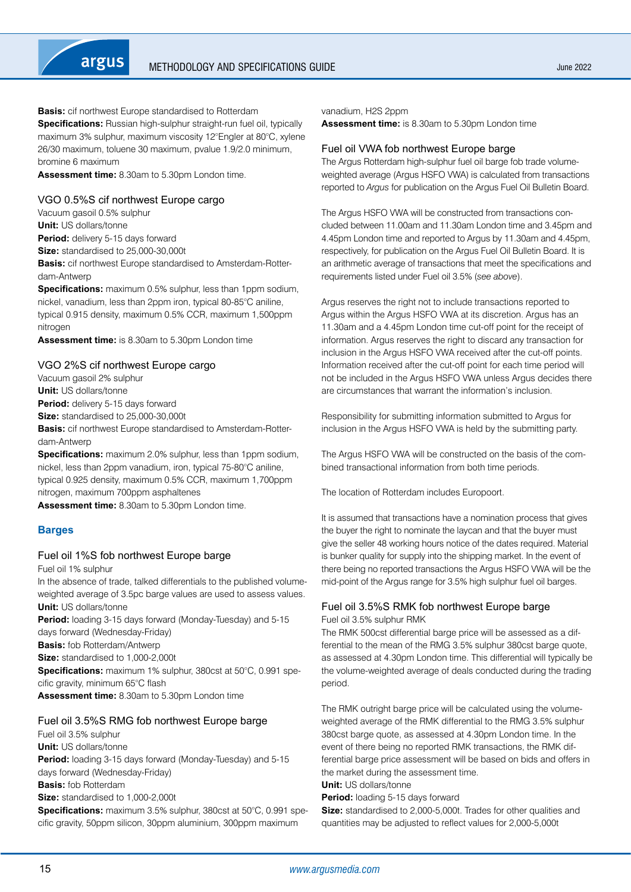**Basis:** cif northwest Europe standardised to Rotterdam
**Specifications:** Russian high-sulphur straight-run fuel oil, typically maximum 3% sulphur, maximum viscosity 12°Engler at 80°C, xylene 26/30 maximum, toluene 30 maximum, pvalue 1.9/2.0 minimum, bromine 6 maximum
**Assessment time:** 8.30am to 5.30pm London time.

### VGO 0.5%S cif northwest Europe cargo

Vacuum gasoil 0.5% sulphur
**Unit:** US dollars/tonne
**Period:** delivery 5-15 days forward
**Size:** standardised to 25,000-30,000t
**Basis:** cif northwest Europe standardised to Amsterdam-Rotterdam-Antwerp
**Specifications:** maximum 0.5% sulphur, less than 1ppm sodium, nickel, vanadium, less than 2ppm iron, typical 80-85°C aniline, typical 0.915 density, maximum 0.5% CCR, maximum 1,500ppm nitrogen
**Assessment time:** is 8.30am to 5.30pm London time

### VGO 2%S cif northwest Europe cargo

Vacuum gasoil 2% sulphur
**Unit:** US dollars/tonne
**Period:** delivery 5-15 days forward
**Size:** standardised to 25,000-30,000t
**Basis:** cif northwest Europe standardised to Amsterdam-Rotterdam-Antwerp
**Specifications:** maximum 2.0% sulphur, less than 1ppm sodium, nickel, less than 2ppm vanadium, iron, typical 75-80°C aniline, typical 0.925 density, maximum 0.5% CCR, maximum 1,700ppm nitrogen, maximum 700ppm asphaltenes
**Assessment time:** 8.30am to 5.30pm London time.

## Barges

### Fuel oil 1%S fob northwest Europe barge

Fuel oil 1% sulphur
In the absence of trade, talked differentials to the published volume-weighted average of 3.5pc barge values are used to assess values.
**Unit:** US dollars/tonne
**Period:** loading 3-15 days forward (Monday-Tuesday) and 5-15 days forward (Wednesday-Friday)
**Basis:** fob Rotterdam/Antwerp
**Size:** standardised to 1,000-2,000t
**Specifications:** maximum 1% sulphur, 380cst at 50°C, 0.991 specific gravity, minimum 65°C flash
**Assessment time:** 8.30am to 5.30pm London time

### Fuel oil 3.5%S RMG fob northwest Europe barge

Fuel oil 3.5% sulphur
**Unit:** US dollars/tonne
**Period:** loading 3-15 days forward (Monday-Tuesday) and 5-15 days forward (Wednesday-Friday)
**Basis:** fob Rotterdam
**Size:** standardised to 1,000-2,000t
**Specifications:** maximum 3.5% sulphur, 380cst at 50°C, 0.991 specific gravity, 50ppm silicon, 30ppm aluminium, 300ppm maximum vanadium, H2S 2ppm
**Assessment time:** is 8.30am to 5.30pm London time

### Fuel oil VWA fob northwest Europe barge

The Argus Rotterdam high-sulphur fuel oil barge fob trade volume-weighted average (Argus HSFO VWA) is calculated from transactions reported to *Argus* for publication on the Argus Fuel Oil Bulletin Board.

The Argus HSFO VWA will be constructed from transactions concluded between 11.00am and 11.30am London time and 3.45pm and 4.45pm London time and reported to Argus by 11.30am and 4.45pm, respectively, for publication on the Argus Fuel Oil Bulletin Board. It is an arithmetic average of transactions that meet the specifications and requirements listed under Fuel oil 3.5% (*see above*).

Argus reserves the right not to include transactions reported to Argus within the Argus HSFO VWA at its discretion. Argus has an 11.30am and a 4.45pm London time cut-off point for the receipt of information. Argus reserves the right to discard any transaction for inclusion in the Argus HSFO VWA received after the cut-off points. Information received after the cut-off point for each time period will not be included in the Argus HSFO VWA unless Argus decides there are circumstances that warrant the information's inclusion.

Responsibility for submitting information submitted to Argus for inclusion in the Argus HSFO VWA is held by the submitting party.

The Argus HSFO VWA will be constructed on the basis of the combined transactional information from both time periods.

The location of Rotterdam includes Europoort.

It is assumed that transactions have a nomination process that gives the buyer the right to nominate the laycan and that the buyer must give the seller 48 working hours notice of the dates required. Material is bunker quality for supply into the shipping market. In the event of there being no reported transactions the Argus HSFO VWA will be the mid-point of the Argus range for 3.5% high sulphur fuel oil barges.

### Fuel oil 3.5%S RMK fob northwest Europe barge

Fuel oil 3.5% sulphur RMK
The RMK 500cst differential barge price will be assessed as a differential to the mean of the RMG 3.5% sulphur 380cst barge quote, as assessed at 4.30pm London time. This differential will typically be the volume-weighted average of deals conducted during the trading period.

The RMK outright barge price will be calculated using the volume-weighted average of the RMK differential to the RMG 3.5% sulphur 380cst barge quote, as assessed at 4.30pm London time. In the event of there being no reported RMK transactions, the RMK differential barge price assessment will be based on bids and offers in the market during the assessment time.
**Unit:** US dollars/tonne
**Period:** loading 5-15 days forward
**Size:** standardised to 2,000-5,000t. Trades for other qualities and quantities may be adjusted to reflect values for 2,000-5,000t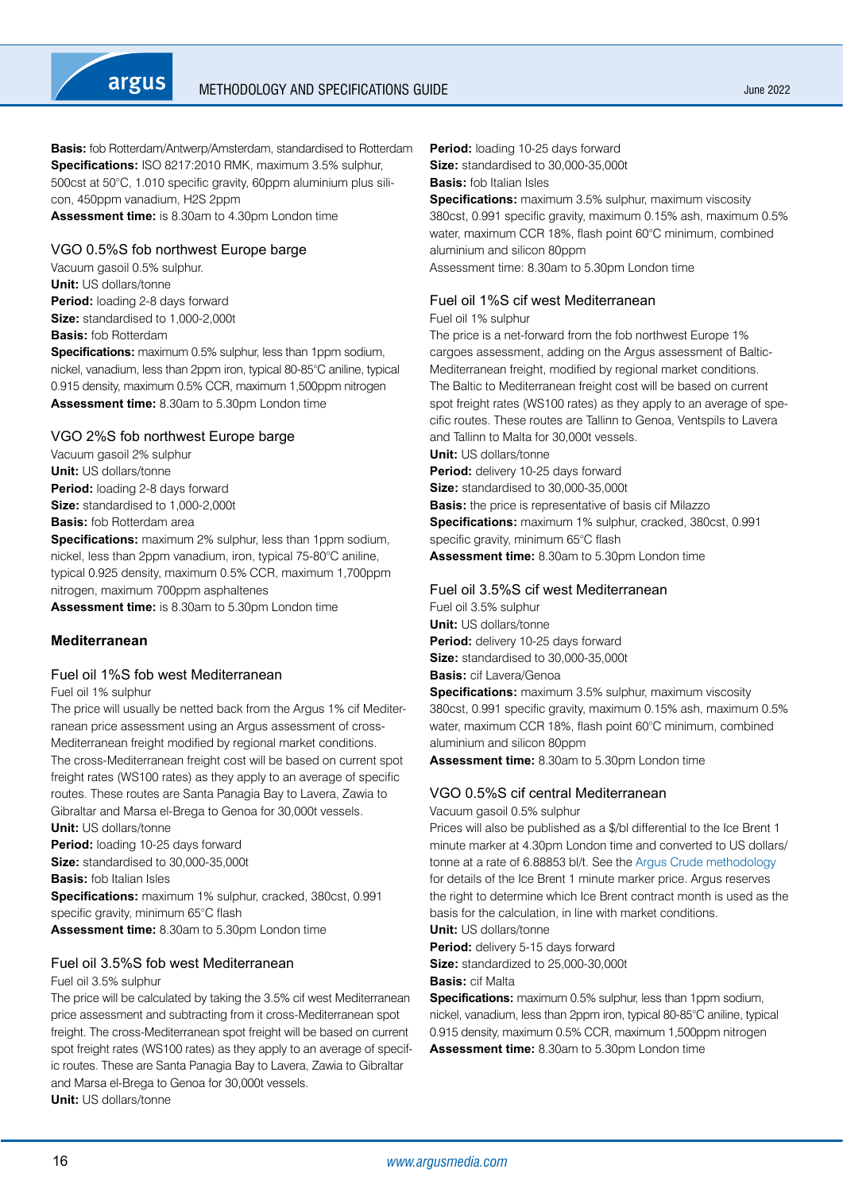**Basis:** fob Rotterdam/Antwerp/Amsterdam, standardised to Rotterdam
**Specifications:** ISO 8217:2010 RMK, maximum 3.5% sulphur, 500cst at 50°C, 1.010 specific gravity, 60ppm aluminium plus silicon, 450ppm vanadium, H2S 2ppm
**Assessment time:** is 8.30am to 4.30pm London time

### VGO 0.5%S fob northwest Europe barge

Vacuum gasoil 0.5% sulphur.
**Unit:** US dollars/tonne
**Period:** loading 2-8 days forward
**Size:** standardised to 1,000-2,000t
**Basis:** fob Rotterdam
**Specifications:** maximum 0.5% sulphur, less than 1ppm sodium, nickel, vanadium, less than 2ppm iron, typical 80-85°C aniline, typical 0.915 density, maximum 0.5% CCR, maximum 1,500ppm nitrogen
**Assessment time:** 8.30am to 5.30pm London time

### VGO 2%S fob northwest Europe barge

Vacuum gasoil 2% sulphur
**Unit:** US dollars/tonne
**Period:** loading 2-8 days forward
**Size:** standardised to 1,000-2,000t
**Basis:** fob Rotterdam area
**Specifications:** maximum 2% sulphur, less than 1ppm sodium, nickel, less than 2ppm vanadium, iron, typical 75-80°C aniline, typical 0.925 density, maximum 0.5% CCR, maximum 1,700ppm nitrogen, maximum 700ppm asphaltenes
**Assessment time:** is 8.30am to 5.30pm London time

## Mediterranean

### Fuel oil 1%S fob west Mediterranean

Fuel oil 1% sulphur
The price will usually be netted back from the Argus 1% cif Mediterranean price assessment using an Argus assessment of cross-Mediterranean freight modified by regional market conditions. The cross-Mediterranean freight cost will be based on current spot freight rates (WS100 rates) as they apply to an average of specific routes. These routes are Santa Panagia Bay to Lavera, Zawia to Gibraltar and Marsa el-Brega to Genoa for 30,000t vessels.
**Unit:** US dollars/tonne
**Period:** loading 10-25 days forward
**Size:** standardised to 30,000-35,000t
**Basis:** fob Italian Isles
**Specifications:** maximum 1% sulphur, cracked, 380cst, 0.991 specific gravity, minimum 65°C flash
**Assessment time:** 8.30am to 5.30pm London time

### Fuel oil 3.5%S fob west Mediterranean

Fuel oil 3.5% sulphur
The price will be calculated by taking the 3.5% cif west Mediterranean price assessment and subtracting from it cross-Mediterranean spot freight. The cross-Mediterranean spot freight will be based on current spot freight rates (WS100 rates) as they apply to an average of specific routes. These are Santa Panagia Bay to Lavera, Zawia to Gibraltar and Marsa el-Brega to Genoa for 30,000t vessels.
**Unit:** US dollars/tonne
**Period:** loading 10-25 days forward
**Size:** standardised to 30,000-35,000t
**Basis:** fob Italian Isles
**Specifications:** maximum 3.5% sulphur, maximum viscosity 380cst, 0.991 specific gravity, maximum 0.15% ash, maximum 0.5% water, maximum CCR 18%, flash point 60°C minimum, combined aluminium and silicon 80ppm
Assessment time: 8.30am to 5.30pm London time

### Fuel oil 1%S cif west Mediterranean

Fuel oil 1% sulphur
The price is a net-forward from the fob northwest Europe 1% cargoes assessment, adding on the Argus assessment of Baltic-Mediterranean freight, modified by regional market conditions. The Baltic to Mediterranean freight cost will be based on current spot freight rates (WS100 rates) as they apply to an average of specific routes. These routes are Tallinn to Genoa, Ventspils to Lavera and Tallinn to Malta for 30,000t vessels.
**Unit:** US dollars/tonne
**Period:** delivery 10-25 days forward
**Size:** standardised to 30,000-35,000t
**Basis:** the price is representative of basis cif Milazzo
**Specifications:** maximum 1% sulphur, cracked, 380cst, 0.991 specific gravity, minimum 65°C flash
**Assessment time:** 8.30am to 5.30pm London time

### Fuel oil 3.5%S cif west Mediterranean

Fuel oil 3.5% sulphur
**Unit:** US dollars/tonne
**Period:** delivery 10-25 days forward
**Size:** standardised to 30,000-35,000t
**Basis:** cif Lavera/Genoa
**Specifications:** maximum 3.5% sulphur, maximum viscosity 380cst, 0.991 specific gravity, maximum 0.15% ash, maximum 0.5% water, maximum CCR 18%, flash point 60°C minimum, combined aluminium and silicon 80ppm
**Assessment time:** 8.30am to 5.30pm London time

### VGO 0.5%S cif central Mediterranean

Vacuum gasoil 0.5% sulphur
Prices will also be published as a $/bl differential to the Ice Brent 1 minute marker at 4.30pm London time and converted to US dollars/tonne at a rate of 6.88853 bl/t. See the Argus Crude methodology for details of the Ice Brent 1 minute marker price. Argus reserves the right to determine which Ice Brent contract month is used as the basis for the calculation, in line with market conditions.
**Unit:** US dollars/tonne
**Period:** delivery 5-15 days forward
**Size:** standardized to 25,000-30,000t
**Basis:** cif Malta
**Specifications:** maximum 0.5% sulphur, less than 1ppm sodium, nickel, vanadium, less than 2ppm iron, typical 80-85°C aniline, typical 0.915 density, maximum 0.5% CCR, maximum 1,500ppm nitrogen
**Assessment time:** 8.30am to 5.30pm London time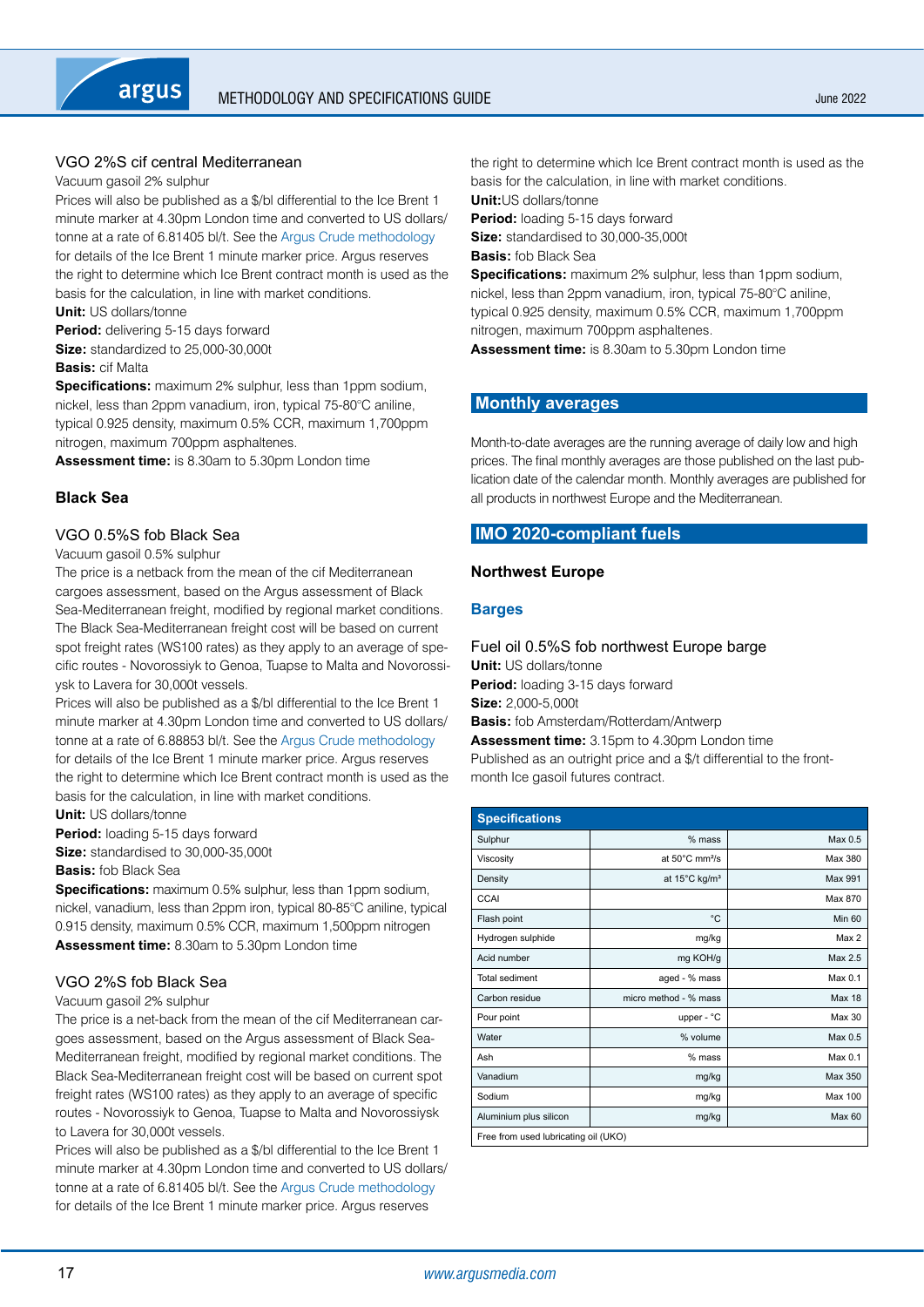### VGO 2%S cif central Mediterranean

Vacuum gasoil 2% sulphur

Prices will also be published as a $/bl differential to the Ice Brent 1 minute marker at 4.30pm London time and converted to US dollars/ tonne at a rate of 6.81405 bl/t. See the Argus Crude methodology for details of the Ice Brent 1 minute marker price. Argus reserves the right to determine which Ice Brent contract month is used as the basis for the calculation, in line with market conditions.

**Unit:** US dollars/tonne

**Period:** delivering 5-15 days forward

**Size:** standardized to 25,000-30,000t

**Basis:** cif Malta

**Specifications:** maximum 2% sulphur, less than 1ppm sodium, nickel, less than 2ppm vanadium, iron, typical 75-80°C aniline, typical 0.925 density, maximum 0.5% CCR, maximum 1,700ppm nitrogen, maximum 700ppm asphaltenes.

**Assessment time:** is 8.30am to 5.30pm London time

## Black Sea

### VGO 0.5%S fob Black Sea

Vacuum gasoil 0.5% sulphur

The price is a netback from the mean of the cif Mediterranean cargoes assessment, based on the Argus assessment of Black Sea-Mediterranean freight, modified by regional market conditions. The Black Sea-Mediterranean freight cost will be based on current spot freight rates (WS100 rates) as they apply to an average of specific routes - Novorossiyk to Genoa, Tuapse to Malta and Novorossiysk to Lavera for 30,000t vessels.

Prices will also be published as a $/bl differential to the Ice Brent 1 minute marker at 4.30pm London time and converted to US dollars/ tonne at a rate of 6.88853 bl/t. See the Argus Crude methodology for details of the Ice Brent 1 minute marker price. Argus reserves the right to determine which Ice Brent contract month is used as the basis for the calculation, in line with market conditions.

**Unit:** US dollars/tonne

**Period:** loading 5-15 days forward

**Size:** standardised to 30,000-35,000t

**Basis:** fob Black Sea

**Specifications:** maximum 0.5% sulphur, less than 1ppm sodium, nickel, vanadium, less than 2ppm iron, typical 80-85°C aniline, typical 0.915 density, maximum 0.5% CCR, maximum 1,500ppm nitrogen

**Assessment time:** 8.30am to 5.30pm London time

### VGO 2%S fob Black Sea

Vacuum gasoil 2% sulphur

The price is a net-back from the mean of the cif Mediterranean cargoes assessment, based on the Argus assessment of Black Sea-Mediterranean freight, modified by regional market conditions. The Black Sea-Mediterranean freight cost will be based on current spot freight rates (WS100 rates) as they apply to an average of specific routes - Novorossiyk to Genoa, Tuapse to Malta and Novorossiysk to Lavera for 30,000t vessels.

Prices will also be published as a $/bl differential to the Ice Brent 1 minute marker at 4.30pm London time and converted to US dollars/ tonne at a rate of 6.81405 bl/t. See the Argus Crude methodology for details of the Ice Brent 1 minute marker price. Argus reserves the right to determine which Ice Brent contract month is used as the basis for the calculation, in line with market conditions.

**Unit:**US dollars/tonne

**Period:** loading 5-15 days forward

**Size:** standardised to 30,000-35,000t

**Basis:** fob Black Sea

**Specifications:** maximum 2% sulphur, less than 1ppm sodium, nickel, less than 2ppm vanadium, iron, typical 75-80°C aniline, typical 0.925 density, maximum 0.5% CCR, maximum 1,700ppm nitrogen, maximum 700ppm asphaltenes.

**Assessment time:** is 8.30am to 5.30pm London time

# Monthly averages

Month-to-date averages are the running average of daily low and high prices. The final monthly averages are those published on the last publication date of the calendar month. Monthly averages are published for all products in northwest Europe and the Mediterranean.

# IMO 2020-compliant fuels

## Northwest Europe

### Barges

### Fuel oil 0.5%S fob northwest Europe barge

**Unit:** US dollars/tonne

**Period:** loading 3-15 days forward

**Size:** 2,000-5,000t

**Basis:** fob Amsterdam/Rotterdam/Antwerp

**Assessment time:** 3.15pm to 4.30pm London time

Published as an outright price and a $/t differential to the front-month Ice gasoil futures contract.

| Specifications | | |
|---|---|---|
| Sulphur | % mass | Max 0.5 |
| Viscosity | at 50°C mm²/s | Max 380 |
| Density | at 15°C kg/m³ | Max 991 |
| CCAI | | Max 870 |
| Flash point | °C | Min 60 |
| Hydrogen sulphide | mg/kg | Max 2 |
| Acid number | mg KOH/g | Max 2.5 |
| Total sediment | aged - % mass | Max 0.1 |
| Carbon residue | micro method - % mass | Max 18 |
| Pour point | upper - °C | Max 30 |
| Water | % volume | Max 0.5 |
| Ash | % mass | Max 0.1 |
| Vanadium | mg/kg | Max 350 |
| Sodium | mg/kg | Max 100 |
| Aluminium plus silicon | mg/kg | Max 60 |
| Free from used lubricating oil (UKO) | | |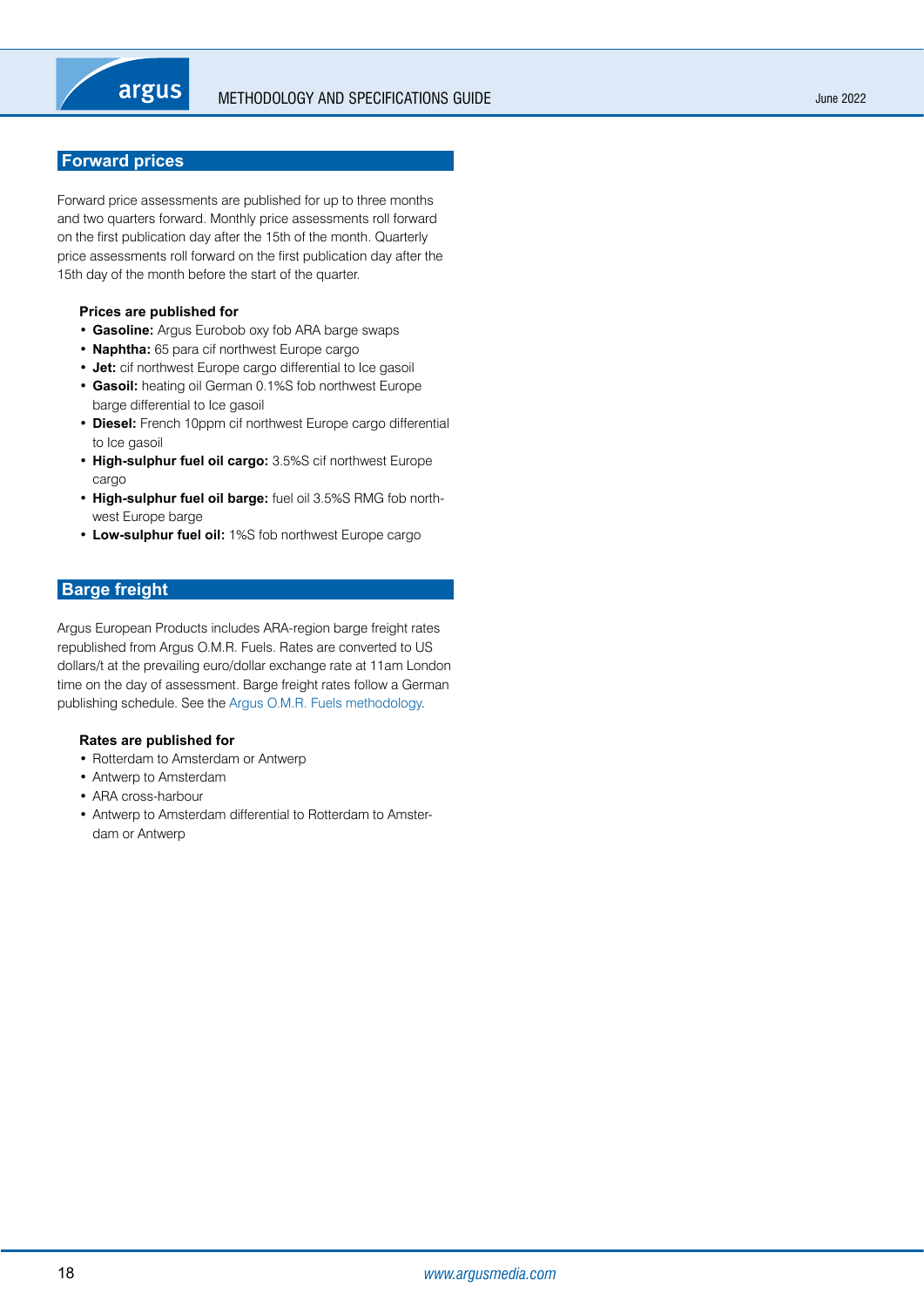## Forward prices

Forward price assessments are published for up to three months and two quarters forward. Monthly price assessments roll forward on the first publication day after the 15th of the month. Quarterly price assessments roll forward on the first publication day after the 15th day of the month before the start of the quarter.

**Prices are published for**

- **Gasoline:** Argus Eurobob oxy fob ARA barge swaps
- **Naphtha:** 65 para cif northwest Europe cargo
- **Jet:** cif northwest Europe cargo differential to Ice gasoil
- **Gasoil:** heating oil German 0.1%S fob northwest Europe barge differential to Ice gasoil
- **Diesel:** French 10ppm cif northwest Europe cargo differential to Ice gasoil
- **High-sulphur fuel oil cargo:** 3.5%S cif northwest Europe cargo
- **High-sulphur fuel oil barge:** fuel oil 3.5%S RMG fob northwest Europe barge
- **Low-sulphur fuel oil:** 1%S fob northwest Europe cargo

## Barge freight

Argus European Products includes ARA-region barge freight rates republished from Argus O.M.R. Fuels. Rates are converted to US dollars/t at the prevailing euro/dollar exchange rate at 11am London time on the day of assessment. Barge freight rates follow a German publishing schedule. See the Argus O.M.R. Fuels methodology.

**Rates are published for**

- Rotterdam to Amsterdam or Antwerp
- Antwerp to Amsterdam
- ARA cross-harbour
- Antwerp to Amsterdam differential to Rotterdam to Amsterdam or Antwerp